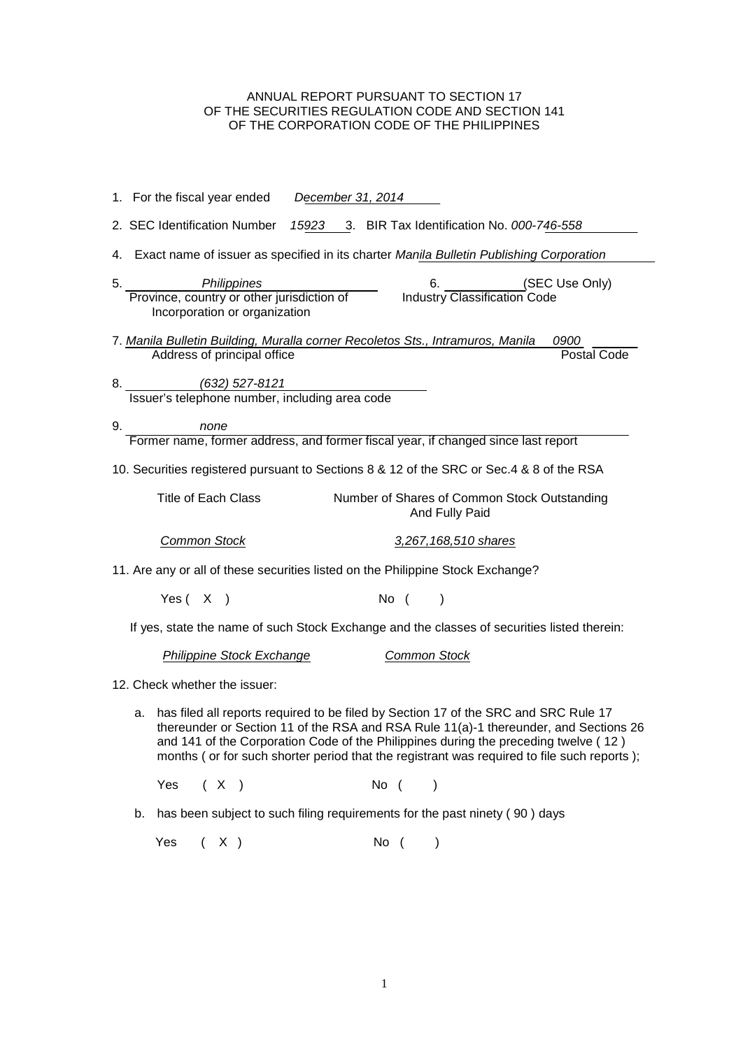ANNUAL REPORT PURSUANT TO SECTION 17
OF THE SECURITIES REGULATION CODE AND SECTION 141
OF THE CORPORATION CODE OF THE PHILIPPINES

1. For the fiscal year ended *December 31, 2014*

2. SEC Identification Number *15923* 3. BIR Tax Identification No. *000-746-558*

4. Exact name of issuer as specified in its charter *Manila Bulletin Publishing Corporation*

5. *Philippines* — Province, country or other jurisdiction of Incorporation or organization

6. (SEC Use Only) — Industry Classification Code

7. *Manila Bulletin Building, Muralla corner Recoletos Sts., Intramuros, Manila* *0900*
   Address of principal office — Postal Code

8. *(632) 527-8121*
   Issuer's telephone number, including area code

9. *none*
   Former name, former address, and former fiscal year, if changed since last report

10. Securities registered pursuant to Sections 8 & 12 of the SRC or Sec.4 & 8 of the RSA

| Title of Each Class | Number of Shares of Common Stock Outstanding And Fully Paid |
|---|---|
| *Common Stock* | *3,267,168,510 shares* |

11. Are any or all of these securities listed on the Philippine Stock Exchange?

    Yes ( X ) No ( )

    If yes, state the name of such Stock Exchange and the classes of securities listed therein:

    *Philippine Stock Exchange* *Common Stock*

12. Check whether the issuer:

    a. has filed all reports required to be filed by Section 17 of the SRC and SRC Rule 17 thereunder or Section 11 of the RSA and RSA Rule 11(a)-1 thereunder, and Sections 26 and 141 of the Corporation Code of the Philippines during the preceding twelve ( 12 ) months ( or for such shorter period that the registrant was required to file such reports );

    Yes ( X ) No ( )

    b. has been subject to such filing requirements for the past ninety ( 90 ) days

    Yes ( X ) No ( )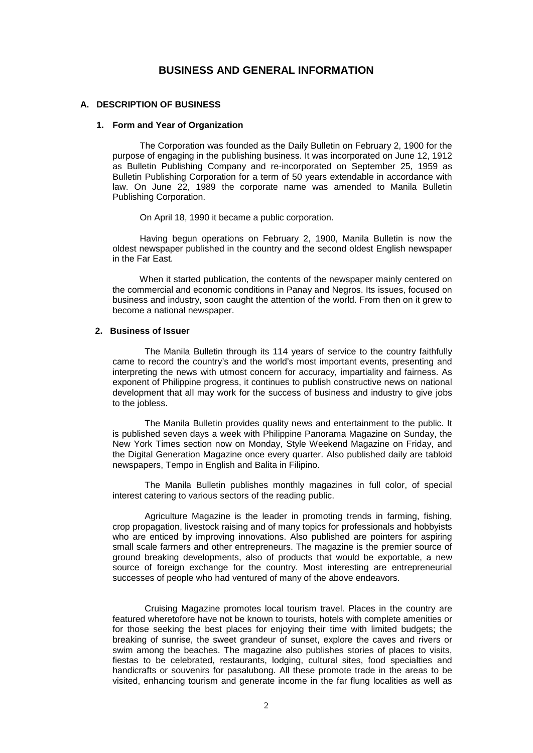# BUSINESS AND GENERAL INFORMATION

## A. DESCRIPTION OF BUSINESS

### 1. Form and Year of Organization

The Corporation was founded as the Daily Bulletin on February 2, 1900 for the purpose of engaging in the publishing business. It was incorporated on June 12, 1912 as Bulletin Publishing Company and re-incorporated on September 25, 1959 as Bulletin Publishing Corporation for a term of 50 years extendable in accordance with law. On June 22, 1989 the corporate name was amended to Manila Bulletin Publishing Corporation.

On April 18, 1990 it became a public corporation.

Having begun operations on February 2, 1900, Manila Bulletin is now the oldest newspaper published in the country and the second oldest English newspaper in the Far East.

When it started publication, the contents of the newspaper mainly centered on the commercial and economic conditions in Panay and Negros. Its issues, focused on business and industry, soon caught the attention of the world. From then on it grew to become a national newspaper.

### 2. Business of Issuer

The Manila Bulletin through its 114 years of service to the country faithfully came to record the country's and the world's most important events, presenting and interpreting the news with utmost concern for accuracy, impartiality and fairness. As exponent of Philippine progress, it continues to publish constructive news on national development that all may work for the success of business and industry to give jobs to the jobless.

The Manila Bulletin provides quality news and entertainment to the public. It is published seven days a week with Philippine Panorama Magazine on Sunday, the New York Times section now on Monday, Style Weekend Magazine on Friday, and the Digital Generation Magazine once every quarter. Also published daily are tabloid newspapers, Tempo in English and Balita in Filipino.

The Manila Bulletin publishes monthly magazines in full color, of special interest catering to various sectors of the reading public.

Agriculture Magazine is the leader in promoting trends in farming, fishing, crop propagation, livestock raising and of many topics for professionals and hobbyists who are enticed by improving innovations. Also published are pointers for aspiring small scale farmers and other entrepreneurs. The magazine is the premier source of ground breaking developments, also of products that would be exportable, a new source of foreign exchange for the country. Most interesting are entrepreneurial successes of people who had ventured of many of the above endeavors.

Cruising Magazine promotes local tourism travel. Places in the country are featured wheretofore have not be known to tourists, hotels with complete amenities or for those seeking the best places for enjoying their time with limited budgets; the breaking of sunrise, the sweet grandeur of sunset, explore the caves and rivers or swim among the beaches. The magazine also publishes stories of places to visits, fiestas to be celebrated, restaurants, lodging, cultural sites, food specialties and handicrafts or souvenirs for pasalubong. All these promote trade in the areas to be visited, enhancing tourism and generate income in the far flung localities as well as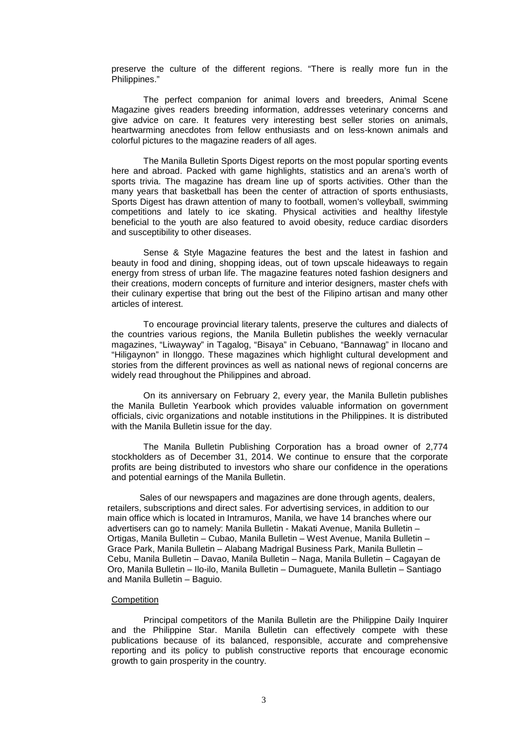preserve the culture of the different regions. "There is really more fun in the Philippines."

The perfect companion for animal lovers and breeders, Animal Scene Magazine gives readers breeding information, addresses veterinary concerns and give advice on care. It features very interesting best seller stories on animals, heartwarming anecdotes from fellow enthusiasts and on less-known animals and colorful pictures to the magazine readers of all ages.

The Manila Bulletin Sports Digest reports on the most popular sporting events here and abroad. Packed with game highlights, statistics and an arena's worth of sports trivia. The magazine has dream line up of sports activities. Other than the many years that basketball has been the center of attraction of sports enthusiasts, Sports Digest has drawn attention of many to football, women's volleyball, swimming competitions and lately to ice skating. Physical activities and healthy lifestyle beneficial to the youth are also featured to avoid obesity, reduce cardiac disorders and susceptibility to other diseases.

Sense & Style Magazine features the best and the latest in fashion and beauty in food and dining, shopping ideas, out of town upscale hideaways to regain energy from stress of urban life. The magazine features noted fashion designers and their creations, modern concepts of furniture and interior designers, master chefs with their culinary expertise that bring out the best of the Filipino artisan and many other articles of interest.

To encourage provincial literary talents, preserve the cultures and dialects of the countries various regions, the Manila Bulletin publishes the weekly vernacular magazines, "Liwayway" in Tagalog, "Bisaya" in Cebuano, "Bannawag" in Ilocano and "Hiligaynon" in Ilonggo. These magazines which highlight cultural development and stories from the different provinces as well as national news of regional concerns are widely read throughout the Philippines and abroad.

On its anniversary on February 2, every year, the Manila Bulletin publishes the Manila Bulletin Yearbook which provides valuable information on government officials, civic organizations and notable institutions in the Philippines. It is distributed with the Manila Bulletin issue for the day.

The Manila Bulletin Publishing Corporation has a broad owner of 2,774 stockholders as of December 31, 2014. We continue to ensure that the corporate profits are being distributed to investors who share our confidence in the operations and potential earnings of the Manila Bulletin.

Sales of our newspapers and magazines are done through agents, dealers, retailers, subscriptions and direct sales. For advertising services, in addition to our main office which is located in Intramuros, Manila, we have 14 branches where our advertisers can go to namely: Manila Bulletin - Makati Avenue, Manila Bulletin – Ortigas, Manila Bulletin – Cubao, Manila Bulletin – West Avenue, Manila Bulletin – Grace Park, Manila Bulletin – Alabang Madrigal Business Park, Manila Bulletin – Cebu, Manila Bulletin – Davao, Manila Bulletin – Naga, Manila Bulletin – Cagayan de Oro, Manila Bulletin – Ilo-ilo, Manila Bulletin – Dumaguete, Manila Bulletin – Santiago and Manila Bulletin – Baguio.

<u>Competition</u>

Principal competitors of the Manila Bulletin are the Philippine Daily Inquirer and the Philippine Star. Manila Bulletin can effectively compete with these publications because of its balanced, responsible, accurate and comprehensive reporting and its policy to publish constructive reports that encourage economic growth to gain prosperity in the country.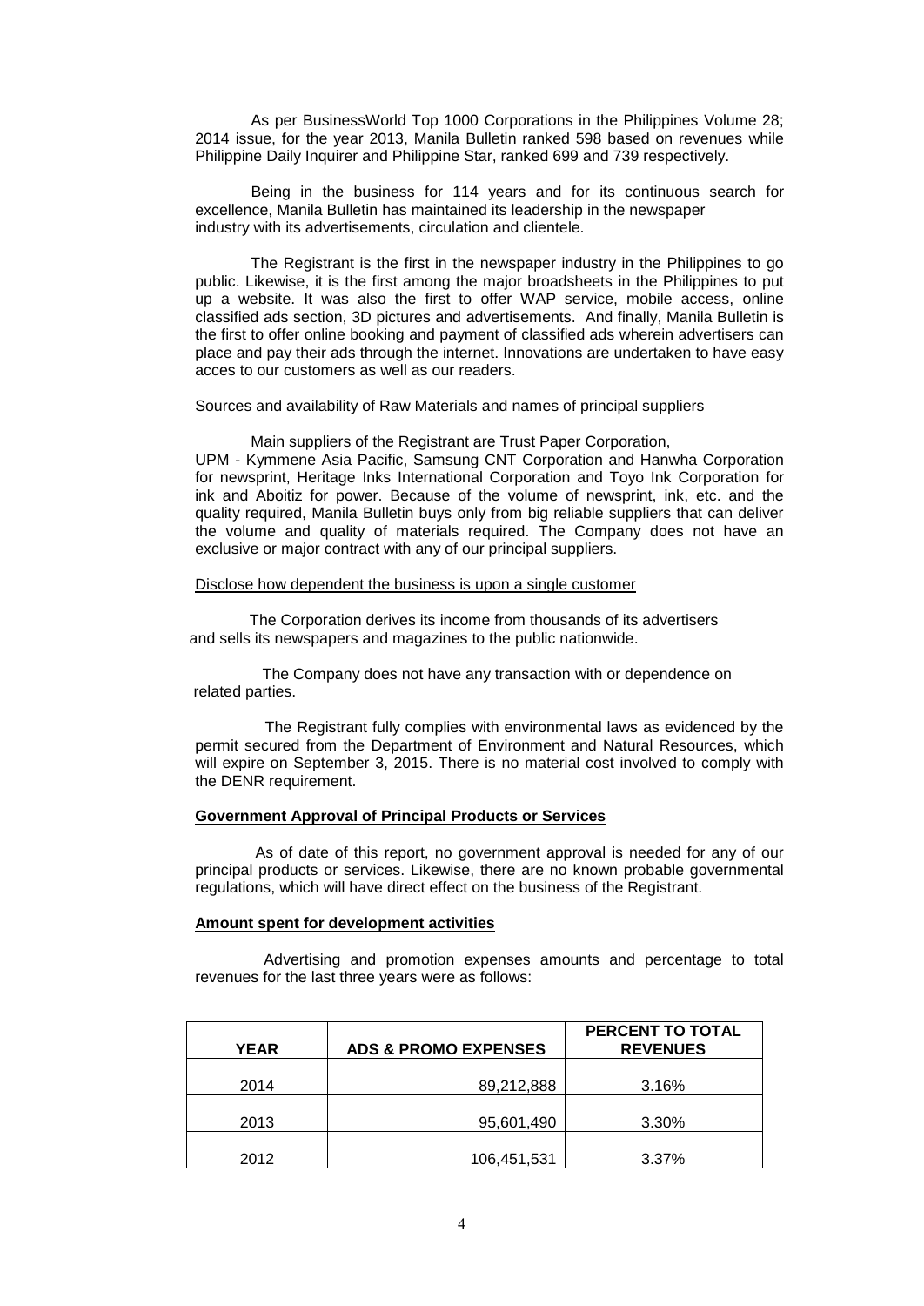As per BusinessWorld Top 1000 Corporations in the Philippines Volume 28; 2014 issue, for the year 2013, Manila Bulletin ranked 598 based on revenues while Philippine Daily Inquirer and Philippine Star, ranked 699 and 739 respectively.

Being in the business for 114 years and for its continuous search for excellence, Manila Bulletin has maintained its leadership in the newspaper industry with its advertisements, circulation and clientele.

The Registrant is the first in the newspaper industry in the Philippines to go public. Likewise, it is the first among the major broadsheets in the Philippines to put up a website. It was also the first to offer WAP service, mobile access, online classified ads section, 3D pictures and advertisements. And finally, Manila Bulletin is the first to offer online booking and payment of classified ads wherein advertisers can place and pay their ads through the internet. Innovations are undertaken to have easy acces to our customers as well as our readers.

Sources and availability of Raw Materials and names of principal suppliers

Main suppliers of the Registrant are Trust Paper Corporation, UPM - Kymmene Asia Pacific, Samsung CNT Corporation and Hanwha Corporation for newsprint, Heritage Inks International Corporation and Toyo Ink Corporation for ink and Aboitiz for power. Because of the volume of newsprint, ink, etc. and the quality required, Manila Bulletin buys only from big reliable suppliers that can deliver the volume and quality of materials required. The Company does not have an exclusive or major contract with any of our principal suppliers.

Disclose how dependent the business is upon a single customer

The Corporation derives its income from thousands of its advertisers and sells its newspapers and magazines to the public nationwide.

The Company does not have any transaction with or dependence on related parties.

The Registrant fully complies with environmental laws as evidenced by the permit secured from the Department of Environment and Natural Resources, which will expire on September 3, 2015. There is no material cost involved to comply with the DENR requirement.

**Government Approval of Principal Products or Services**

As of date of this report, no government approval is needed for any of our principal products or services. Likewise, there are no known probable governmental regulations, which will have direct effect on the business of the Registrant.

**Amount spent for development activities**

Advertising and promotion expenses amounts and percentage to total revenues for the last three years were as follows:

| YEAR | ADS & PROMO EXPENSES | PERCENT TO TOTAL REVENUES |
|---|---|---|
| 2014 | 89,212,888 | 3.16% |
| 2013 | 95,601,490 | 3.30% |
| 2012 | 106,451,531 | 3.37% |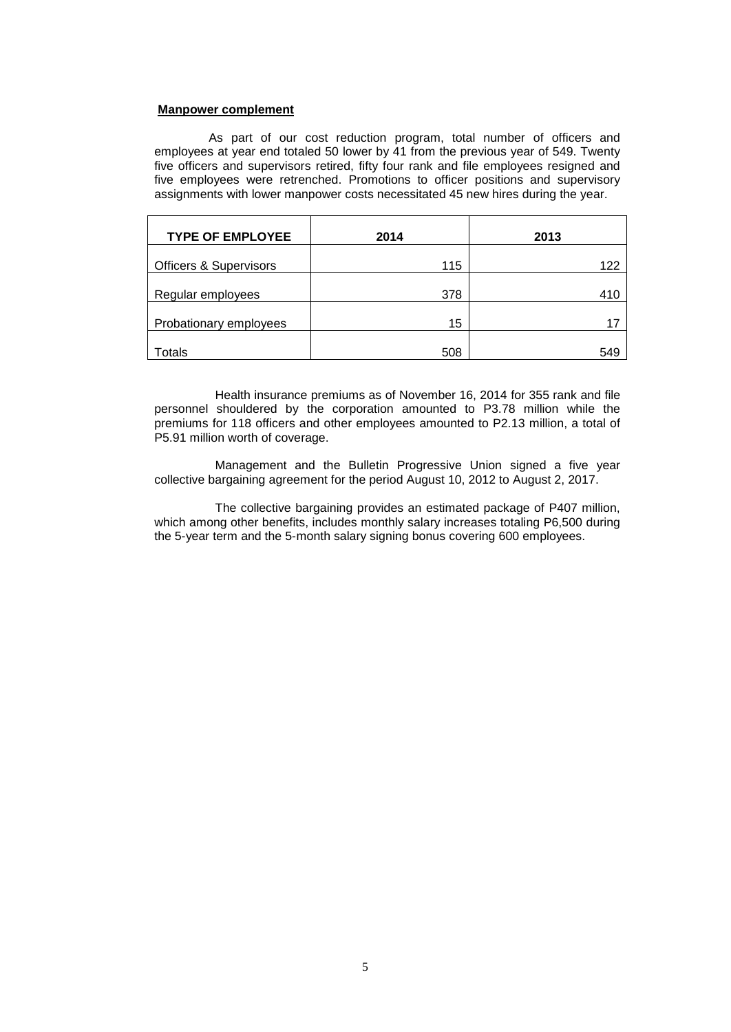**Manpower complement**

As part of our cost reduction program, total number of officers and employees at year end totaled 50 lower by 41 from the previous year of 549. Twenty five officers and supervisors retired, fifty four rank and file employees resigned and five employees were retrenched. Promotions to officer positions and supervisory assignments with lower manpower costs necessitated 45 new hires during the year.

| TYPE OF EMPLOYEE | 2014 | 2013 |
|---|---|---|
| Officers & Supervisors | 115 | 122 |
| Regular employees | 378 | 410 |
| Probationary employees | 15 | 17 |
| Totals | 508 | 549 |

Health insurance premiums as of November 16, 2014 for 355 rank and file personnel shouldered by the corporation amounted to P3.78 million while the premiums for 118 officers and other employees amounted to P2.13 million, a total of P5.91 million worth of coverage.

Management and the Bulletin Progressive Union signed a five year collective bargaining agreement for the period August 10, 2012 to August 2, 2017.

The collective bargaining provides an estimated package of P407 million, which among other benefits, includes monthly salary increases totaling P6,500 during the 5-year term and the 5-month salary signing bonus covering 600 employees.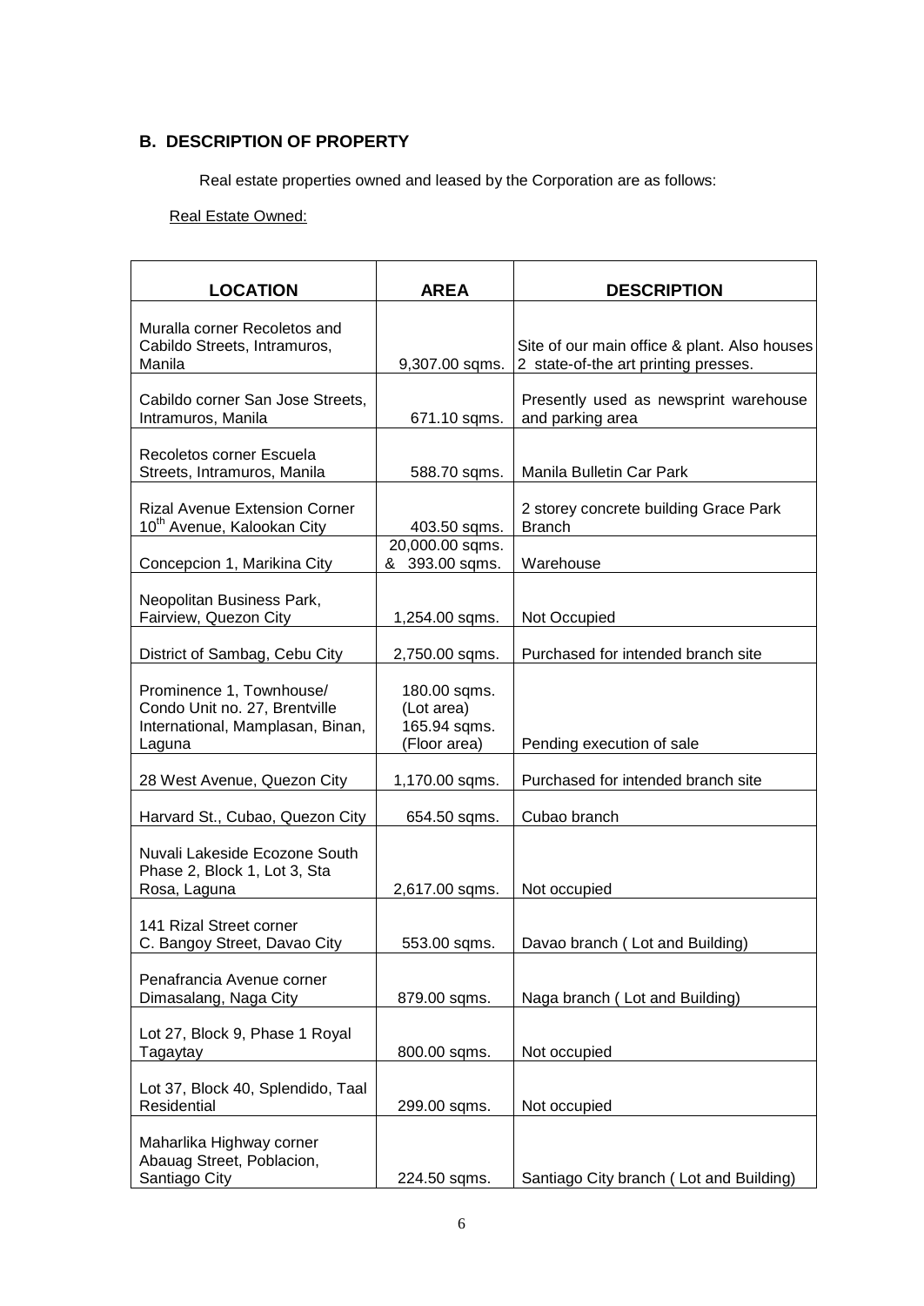## B. DESCRIPTION OF PROPERTY

Real estate properties owned and leased by the Corporation are as follows:

Real Estate Owned:

| LOCATION | AREA | DESCRIPTION |
|---|---|---|
| Muralla corner Recoletos and Cabildo Streets, Intramuros, Manila | 9,307.00 sqms. | Site of our main office & plant. Also houses 2 state-of-the art printing presses. |
| Cabildo corner San Jose Streets, Intramuros, Manila | 671.10 sqms. | Presently used as newsprint warehouse and parking area |
| Recoletos corner Escuela Streets, Intramuros, Manila | 588.70 sqms. | Manila Bulletin Car Park |
| Rizal Avenue Extension Corner 10th Avenue, Kalookan City | 403.50 sqms. | 2 storey concrete building Grace Park Branch |
| Concepcion 1, Marikina City | 20,000.00 sqms. & 393.00 sqms. | Warehouse |
| Neopolitan Business Park, Fairview, Quezon City | 1,254.00 sqms. | Not Occupied |
| District of Sambag, Cebu City | 2,750.00 sqms. | Purchased for intended branch site |
| Prominence 1, Townhouse/ Condo Unit no. 27, Brentville International, Mamplasan, Binan, Laguna | 180.00 sqms. (Lot area) 165.94 sqms. (Floor area) | Pending execution of sale |
| 28 West Avenue, Quezon City | 1,170.00 sqms. | Purchased for intended branch site |
| Harvard St., Cubao, Quezon City | 654.50 sqms. | Cubao branch |
| Nuvali Lakeside Ecozone South Phase 2, Block 1, Lot 3, Sta Rosa, Laguna | 2,617.00 sqms. | Not occupied |
| 141 Rizal Street corner C. Bangoy Street, Davao City | 553.00 sqms. | Davao branch ( Lot and Building) |
| Penafrancia Avenue corner Dimasalang, Naga City | 879.00 sqms. | Naga branch ( Lot and Building) |
| Lot 27, Block 9, Phase 1 Royal Tagaytay | 800.00 sqms. | Not occupied |
| Lot 37, Block 40, Splendido, Taal Residential | 299.00 sqms. | Not occupied |
| Maharlika Highway corner Abauag Street, Poblacion, Santiago City | 224.50 sqms. | Santiago City branch ( Lot and Building) |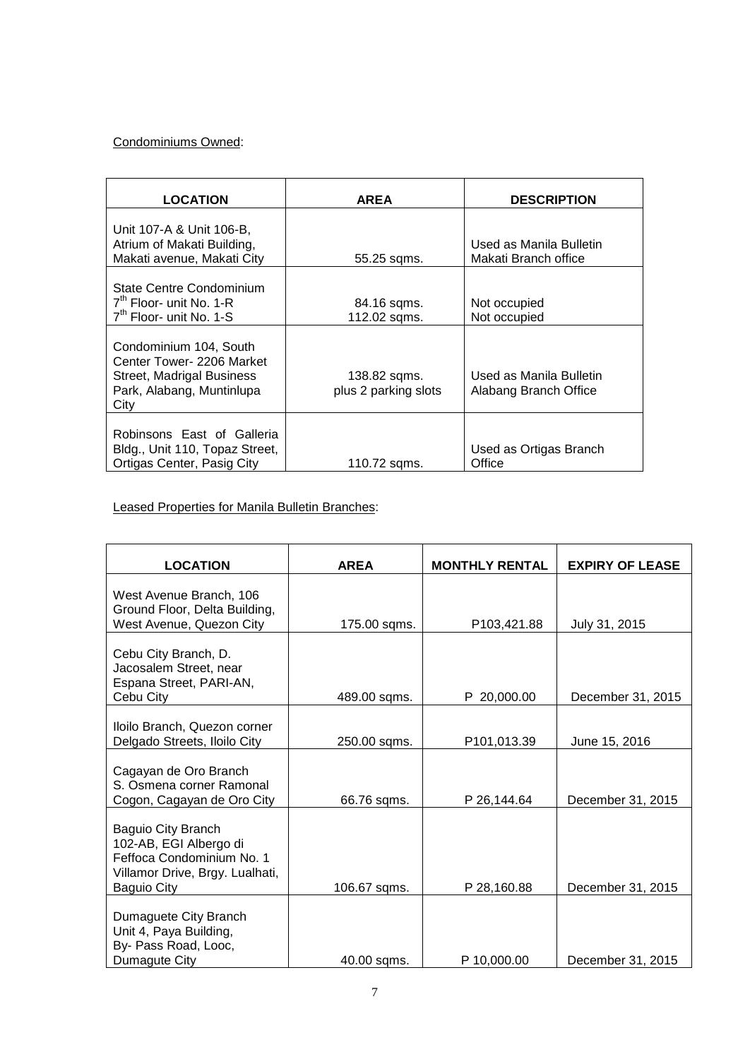Condominiums Owned:

| LOCATION | AREA | DESCRIPTION |
| --- | --- | --- |
| Unit 107-A & Unit 106-B, Atrium of Makati Building, Makati avenue, Makati City | 55.25 sqms. | Used as Manila Bulletin Makati Branch office |
| State Centre Condominium 7th Floor- unit No. 1-R 7th Floor- unit No. 1-S | 84.16 sqms. 112.02 sqms. | Not occupied Not occupied |
| Condominium 104, South Center Tower- 2206 Market Street, Madrigal Business Park, Alabang, Muntinlupa City | 138.82 sqms. plus 2 parking slots | Used as Manila Bulletin Alabang Branch Office |
| Robinsons East of Galleria Bldg., Unit 110, Topaz Street, Ortigas Center, Pasig City | 110.72 sqms. | Used as Ortigas Branch Office |

Leased Properties for Manila Bulletin Branches:

| LOCATION | AREA | MONTHLY RENTAL | EXPIRY OF LEASE |
| --- | --- | --- | --- |
| West Avenue Branch, 106 Ground Floor, Delta Building, West Avenue, Quezon City | 175.00 sqms. | P103,421.88 | July 31, 2015 |
| Cebu City Branch, D. Jacosalem Street, near Espana Street, PARI-AN, Cebu City | 489.00 sqms. | P 20,000.00 | December 31, 2015 |
| Iloilo Branch, Quezon corner Delgado Streets, Iloilo City | 250.00 sqms. | P101,013.39 | June 15, 2016 |
| Cagayan de Oro Branch S. Osmena corner Ramonal Cogon, Cagayan de Oro City | 66.76 sqms. | P 26,144.64 | December 31, 2015 |
| Baguio City Branch 102-AB, EGI Albergo di Feffoca Condominium No. 1 Villamor Drive, Brgy. Lualhati, Baguio City | 106.67 sqms. | P 28,160.88 | December 31, 2015 |
| Dumaguete City Branch Unit 4, Paya Building, By- Pass Road, Looc, Dumagute City | 40.00 sqms. | P 10,000.00 | December 31, 2015 |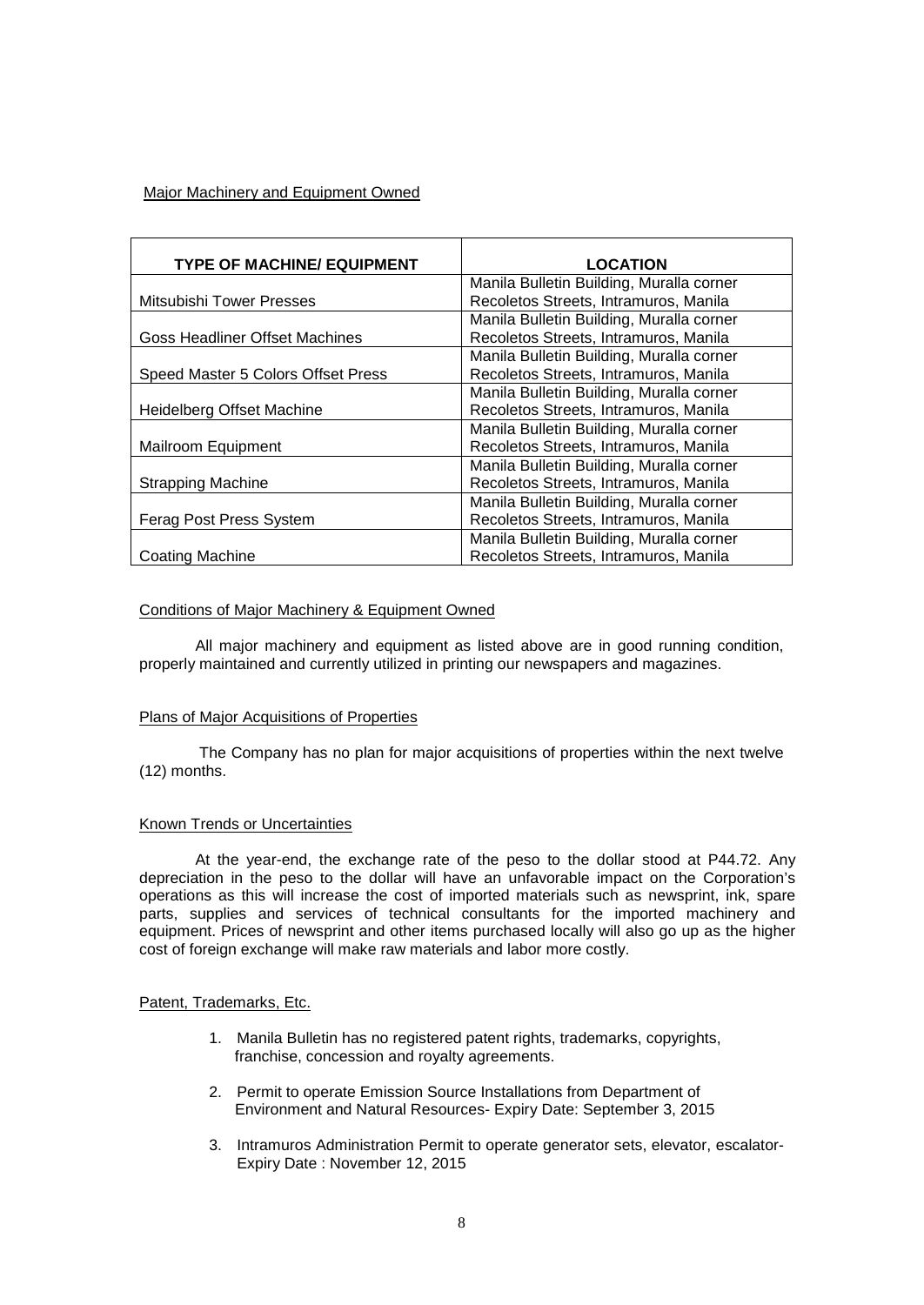Major Machinery and Equipment Owned

| TYPE OF MACHINE/ EQUIPMENT | LOCATION |
|---|---|
| Mitsubishi Tower Presses | Manila Bulletin Building, Muralla corner Recoletos Streets, Intramuros, Manila |
| Goss Headliner Offset Machines | Manila Bulletin Building, Muralla corner Recoletos Streets, Intramuros, Manila |
| Speed Master 5 Colors Offset Press | Manila Bulletin Building, Muralla corner Recoletos Streets, Intramuros, Manila |
| Heidelberg Offset Machine | Manila Bulletin Building, Muralla corner Recoletos Streets, Intramuros, Manila |
| Mailroom Equipment | Manila Bulletin Building, Muralla corner Recoletos Streets, Intramuros, Manila |
| Strapping Machine | Manila Bulletin Building, Muralla corner Recoletos Streets, Intramuros, Manila |
| Ferag Post Press System | Manila Bulletin Building, Muralla corner Recoletos Streets, Intramuros, Manila |
| Coating Machine | Manila Bulletin Building, Muralla corner Recoletos Streets, Intramuros, Manila |

Conditions of Major Machinery & Equipment Owned

All major machinery and equipment as listed above are in good running condition, properly maintained and currently utilized in printing our newspapers and magazines.

Plans of Major Acquisitions of Properties

The Company has no plan for major acquisitions of properties within the next twelve (12) months.

Known Trends or Uncertainties

At the year-end, the exchange rate of the peso to the dollar stood at P44.72. Any depreciation in the peso to the dollar will have an unfavorable impact on the Corporation's operations as this will increase the cost of imported materials such as newsprint, ink, spare parts, supplies and services of technical consultants for the imported machinery and equipment. Prices of newsprint and other items purchased locally will also go up as the higher cost of foreign exchange will make raw materials and labor more costly.

Patent, Trademarks, Etc.

1. Manila Bulletin has no registered patent rights, trademarks, copyrights, franchise, concession and royalty agreements.

2. Permit to operate Emission Source Installations from Department of Environment and Natural Resources- Expiry Date: September 3, 2015

3. Intramuros Administration Permit to operate generator sets, elevator, escalator- Expiry Date : November 12, 2015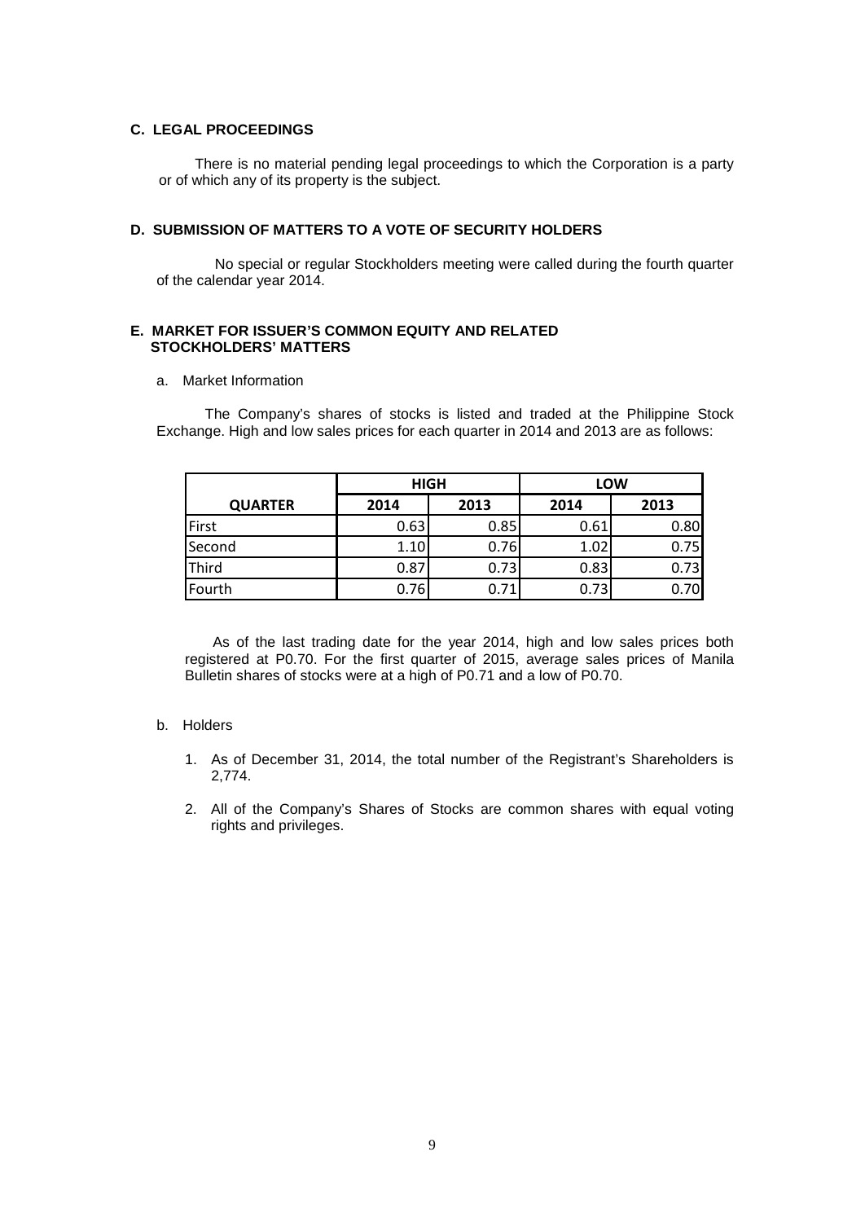### C. LEGAL PROCEEDINGS

There is no material pending legal proceedings to which the Corporation is a party or of which any of its property is the subject.

### D. SUBMISSION OF MATTERS TO A VOTE OF SECURITY HOLDERS

No special or regular Stockholders meeting were called during the fourth quarter of the calendar year 2014.

### E. MARKET FOR ISSUER'S COMMON EQUITY AND RELATED STOCKHOLDERS' MATTERS

a. Market Information

The Company's shares of stocks is listed and traded at the Philippine Stock Exchange. High and low sales prices for each quarter in 2014 and 2013 are as follows:

| | HIGH | | LOW | |
|---|---|---|---|---|
| **QUARTER** | **2014** | **2013** | **2014** | **2013** |
| First | 0.63 | 0.85 | 0.61 | 0.80 |
| Second | 1.10 | 0.76 | 1.02 | 0.75 |
| Third | 0.87 | 0.73 | 0.83 | 0.73 |
| Fourth | 0.76 | 0.71 | 0.73 | 0.70 |

As of the last trading date for the year 2014, high and low sales prices both registered at P0.70. For the first quarter of 2015, average sales prices of Manila Bulletin shares of stocks were at a high of P0.71 and a low of P0.70.

b. Holders

1. As of December 31, 2014, the total number of the Registrant's Shareholders is 2,774.
2. All of the Company's Shares of Stocks are common shares with equal voting rights and privileges.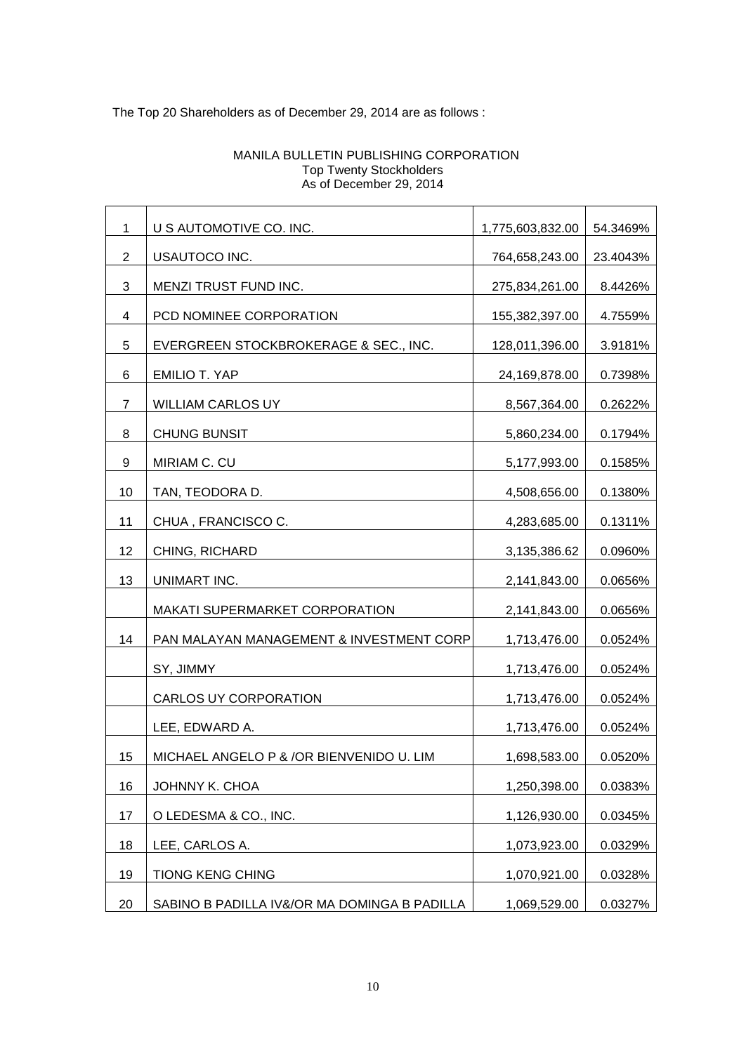The Top 20 Shareholders as of December 29, 2014 are as follows :

MANILA BULLETIN PUBLISHING CORPORATION
Top Twenty Stockholders
As of December 29, 2014

| | | | |
|---|---|---|---|
| 1 | U S AUTOMOTIVE CO. INC. | 1,775,603,832.00 | 54.3469% |
| 2 | USAUTOCO INC. | 764,658,243.00 | 23.4043% |
| 3 | MENZI TRUST FUND INC. | 275,834,261.00 | 8.4426% |
| 4 | PCD NOMINEE CORPORATION | 155,382,397.00 | 4.7559% |
| 5 | EVERGREEN STOCKBROKERAGE & SEC., INC. | 128,011,396.00 | 3.9181% |
| 6 | EMILIO T. YAP | 24,169,878.00 | 0.7398% |
| 7 | WILLIAM CARLOS UY | 8,567,364.00 | 0.2622% |
| 8 | CHUNG BUNSIT | 5,860,234.00 | 0.1794% |
| 9 | MIRIAM C. CU | 5,177,993.00 | 0.1585% |
| 10 | TAN, TEODORA D. | 4,508,656.00 | 0.1380% |
| 11 | CHUA , FRANCISCO C. | 4,283,685.00 | 0.1311% |
| 12 | CHING, RICHARD | 3,135,386.62 | 0.0960% |
| 13 | UNIMART INC. | 2,141,843.00 | 0.0656% |
| | MAKATI SUPERMARKET CORPORATION | 2,141,843.00 | 0.0656% |
| 14 | PAN MALAYAN MANAGEMENT & INVESTMENT CORP | 1,713,476.00 | 0.0524% |
| | SY, JIMMY | 1,713,476.00 | 0.0524% |
| | CARLOS UY CORPORATION | 1,713,476.00 | 0.0524% |
| | LEE, EDWARD A. | 1,713,476.00 | 0.0524% |
| 15 | MICHAEL ANGELO P & /OR BIENVENIDO U. LIM | 1,698,583.00 | 0.0520% |
| 16 | JOHNNY K. CHOA | 1,250,398.00 | 0.0383% |
| 17 | O LEDESMA & CO., INC. | 1,126,930.00 | 0.0345% |
| 18 | LEE, CARLOS A. | 1,073,923.00 | 0.0329% |
| 19 | TIONG KENG CHING | 1,070,921.00 | 0.0328% |
| 20 | SABINO B PADILLA IV&/OR MA DOMINGA B PADILLA | 1,069,529.00 | 0.0327% |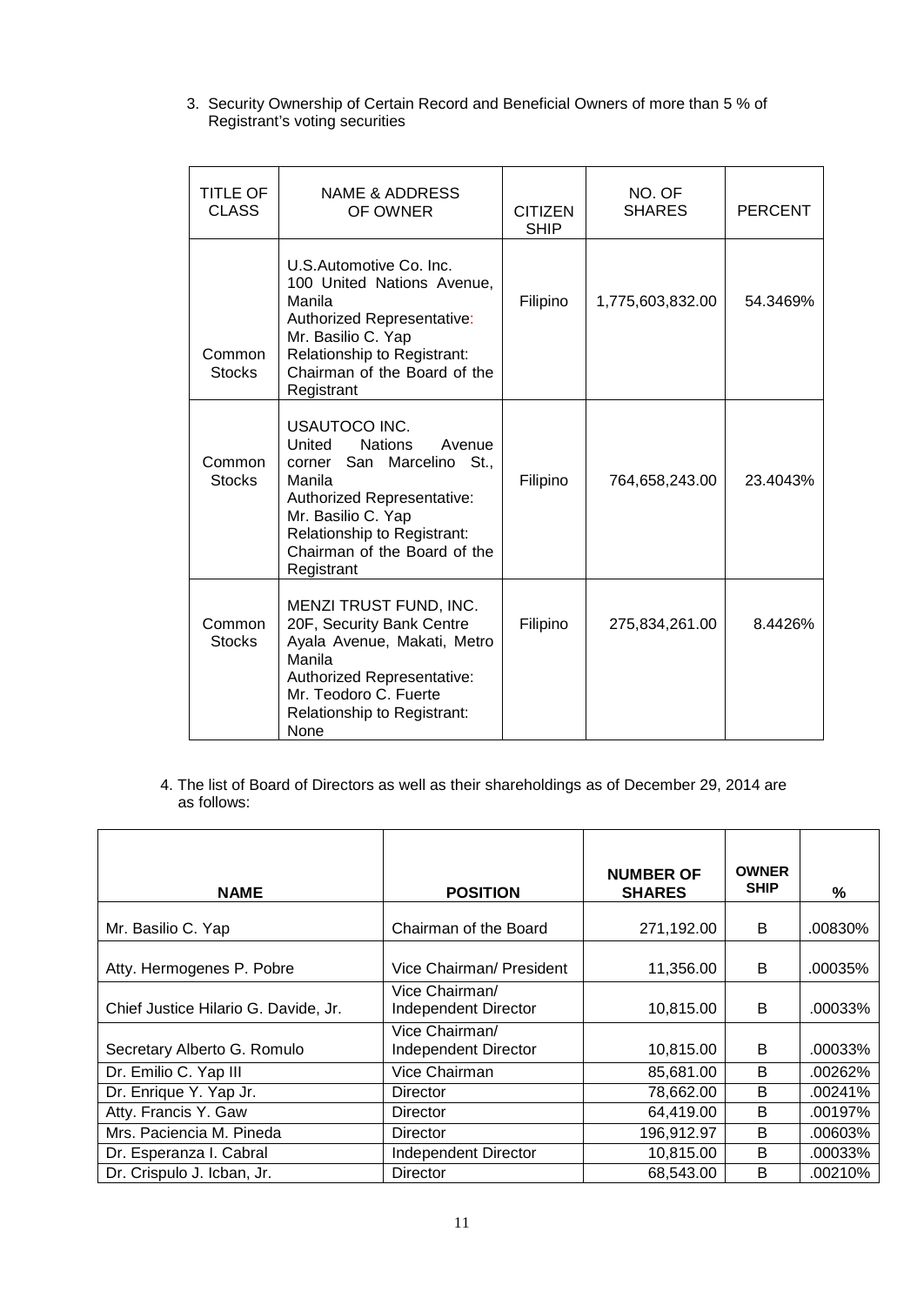3. Security Ownership of Certain Record and Beneficial Owners of more than 5 % of Registrant's voting securities

| TITLE OF CLASS | NAME & ADDRESS OF OWNER | CITIZEN SHIP | NO. OF SHARES | PERCENT |
|---|---|---|---|---|
| Common Stocks | U.S.Automotive Co. Inc. 100 United Nations Avenue, Manila Authorized Representative: Mr. Basilio C. Yap Relationship to Registrant: Chairman of the Board of the Registrant | Filipino | 1,775,603,832.00 | 54.3469% |
| Common Stocks | USAUTOCO INC. United Nations Avenue corner San Marcelino St., Manila Authorized Representative: Mr. Basilio C. Yap Relationship to Registrant: Chairman of the Board of the Registrant | Filipino | 764,658,243.00 | 23.4043% |
| Common Stocks | MENZI TRUST FUND, INC. 20F, Security Bank Centre Ayala Avenue, Makati, Metro Manila Authorized Representative: Mr. Teodoro C. Fuerte Relationship to Registrant: None | Filipino | 275,834,261.00 | 8.4426% |

4. The list of Board of Directors as well as their shareholdings as of December 29, 2014 are as follows:

| NAME | POSITION | NUMBER OF SHARES | OWNER SHIP | % |
|---|---|---|---|---|
| Mr. Basilio C. Yap | Chairman of the Board | 271,192.00 | B | .00830% |
| Atty. Hermogenes P. Pobre | Vice Chairman/ President | 11,356.00 | B | .00035% |
| Chief Justice Hilario G. Davide, Jr. | Vice Chairman/ Independent Director | 10,815.00 | B | .00033% |
| Secretary Alberto G. Romulo | Vice Chairman/ Independent Director | 10,815.00 | B | .00033% |
| Dr. Emilio C. Yap III | Vice Chairman | 85,681.00 | B | .00262% |
| Dr. Enrique Y. Yap Jr. | Director | 78,662.00 | B | .00241% |
| Atty. Francis Y. Gaw | Director | 64,419.00 | B | .00197% |
| Mrs. Paciencia M. Pineda | Director | 196,912.97 | B | .00603% |
| Dr. Esperanza I. Cabral | Independent Director | 10,815.00 | B | .00033% |
| Dr. Crispulo J. Icban, Jr. | Director | 68,543.00 | B | .00210% |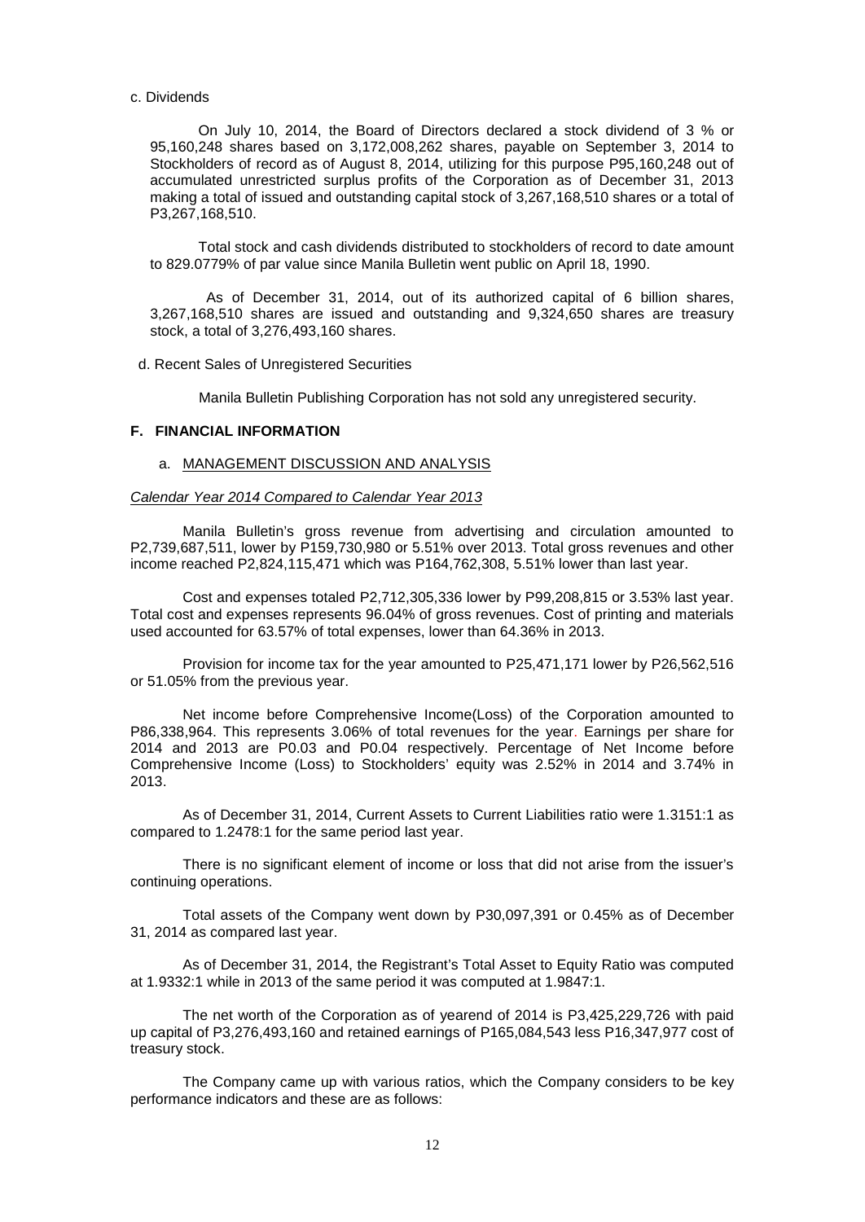c. Dividends

On July 10, 2014, the Board of Directors declared a stock dividend of 3 % or 95,160,248 shares based on 3,172,008,262 shares, payable on September 3, 2014 to Stockholders of record as of August 8, 2014, utilizing for this purpose P95,160,248 out of accumulated unrestricted surplus profits of the Corporation as of December 31, 2013 making a total of issued and outstanding capital stock of 3,267,168,510 shares or a total of P3,267,168,510.

Total stock and cash dividends distributed to stockholders of record to date amount to 829.0779% of par value since Manila Bulletin went public on April 18, 1990.

As of December 31, 2014, out of its authorized capital of 6 billion shares, 3,267,168,510 shares are issued and outstanding and 9,324,650 shares are treasury stock, a total of 3,276,493,160 shares.

d. Recent Sales of Unregistered Securities

Manila Bulletin Publishing Corporation has not sold any unregistered security.

**F. FINANCIAL INFORMATION**

a. MANAGEMENT DISCUSSION AND ANALYSIS

*Calendar Year 2014 Compared to Calendar Year 2013*

Manila Bulletin's gross revenue from advertising and circulation amounted to P2,739,687,511, lower by P159,730,980 or 5.51% over 2013. Total gross revenues and other income reached P2,824,115,471 which was P164,762,308, 5.51% lower than last year.

Cost and expenses totaled P2,712,305,336 lower by P99,208,815 or 3.53% last year. Total cost and expenses represents 96.04% of gross revenues. Cost of printing and materials used accounted for 63.57% of total expenses, lower than 64.36% in 2013.

Provision for income tax for the year amounted to P25,471,171 lower by P26,562,516 or 51.05% from the previous year.

Net income before Comprehensive Income(Loss) of the Corporation amounted to P86,338,964. This represents 3.06% of total revenues for the year. Earnings per share for 2014 and 2013 are P0.03 and P0.04 respectively. Percentage of Net Income before Comprehensive Income (Loss) to Stockholders' equity was 2.52% in 2014 and 3.74% in 2013.

As of December 31, 2014, Current Assets to Current Liabilities ratio were 1.3151:1 as compared to 1.2478:1 for the same period last year.

There is no significant element of income or loss that did not arise from the issuer's continuing operations.

Total assets of the Company went down by P30,097,391 or 0.45% as of December 31, 2014 as compared last year.

As of December 31, 2014, the Registrant's Total Asset to Equity Ratio was computed at 1.9332:1 while in 2013 of the same period it was computed at 1.9847:1.

The net worth of the Corporation as of yearend of 2014 is P3,425,229,726 with paid up capital of P3,276,493,160 and retained earnings of P165,084,543 less P16,347,977 cost of treasury stock.

The Company came up with various ratios, which the Company considers to be key performance indicators and these are as follows: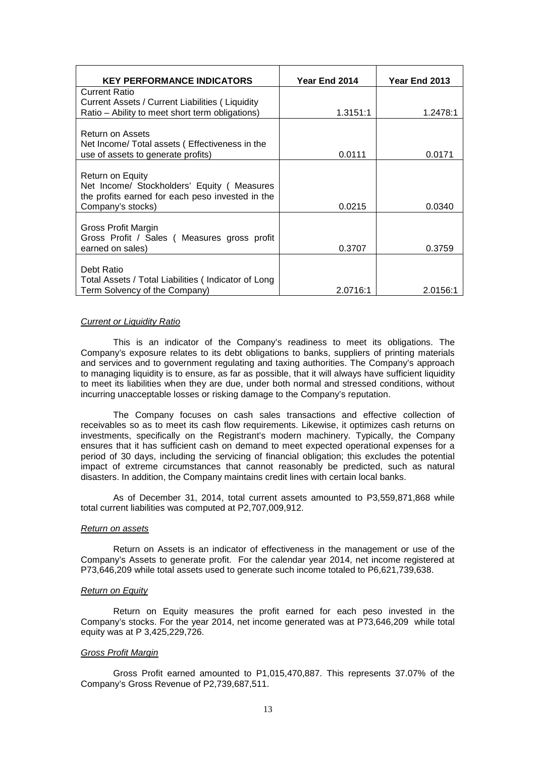| KEY PERFORMANCE INDICATORS | Year End 2014 | Year End 2013 |
| --- | --- | --- |
| Current Ratio<br>Current Assets / Current Liabilities ( Liquidity Ratio – Ability to meet short term obligations) | 1.3151:1 | 1.2478:1 |
| Return on Assets<br>Net Income/ Total assets ( Effectiveness in the use of assets to generate profits) | 0.0111 | 0.0171 |
| Return on Equity<br>Net Income/ Stockholders' Equity ( Measures the profits earned for each peso invested in the Company's stocks) | 0.0215 | 0.0340 |
| Gross Profit Margin<br>Gross Profit / Sales ( Measures gross profit earned on sales) | 0.3707 | 0.3759 |
| Debt Ratio<br>Total Assets / Total Liabilities ( Indicator of Long Term Solvency of the Company) | 2.0716:1 | 2.0156:1 |

*Current or Liquidity Ratio*

This is an indicator of the Company's readiness to meet its obligations. The Company's exposure relates to its debt obligations to banks, suppliers of printing materials and services and to government regulating and taxing authorities. The Company's approach to managing liquidity is to ensure, as far as possible, that it will always have sufficient liquidity to meet its liabilities when they are due, under both normal and stressed conditions, without incurring unacceptable losses or risking damage to the Company's reputation.

The Company focuses on cash sales transactions and effective collection of receivables so as to meet its cash flow requirements. Likewise, it optimizes cash returns on investments, specifically on the Registrant's modern machinery. Typically, the Company ensures that it has sufficient cash on demand to meet expected operational expenses for a period of 30 days, including the servicing of financial obligation; this excludes the potential impact of extreme circumstances that cannot reasonably be predicted, such as natural disasters. In addition, the Company maintains credit lines with certain local banks.

As of December 31, 2014, total current assets amounted to P3,559,871,868 while total current liabilities was computed at P2,707,009,912.

*Return on assets*

Return on Assets is an indicator of effectiveness in the management or use of the Company's Assets to generate profit. For the calendar year 2014, net income registered at P73,646,209 while total assets used to generate such income totaled to P6,621,739,638.

*Return on Equity*

Return on Equity measures the profit earned for each peso invested in the Company's stocks. For the year 2014, net income generated was at P73,646,209 while total equity was at P 3,425,229,726.

*Gross Profit Margin*

Gross Profit earned amounted to P1,015,470,887. This represents 37.07% of the Company's Gross Revenue of P2,739,687,511.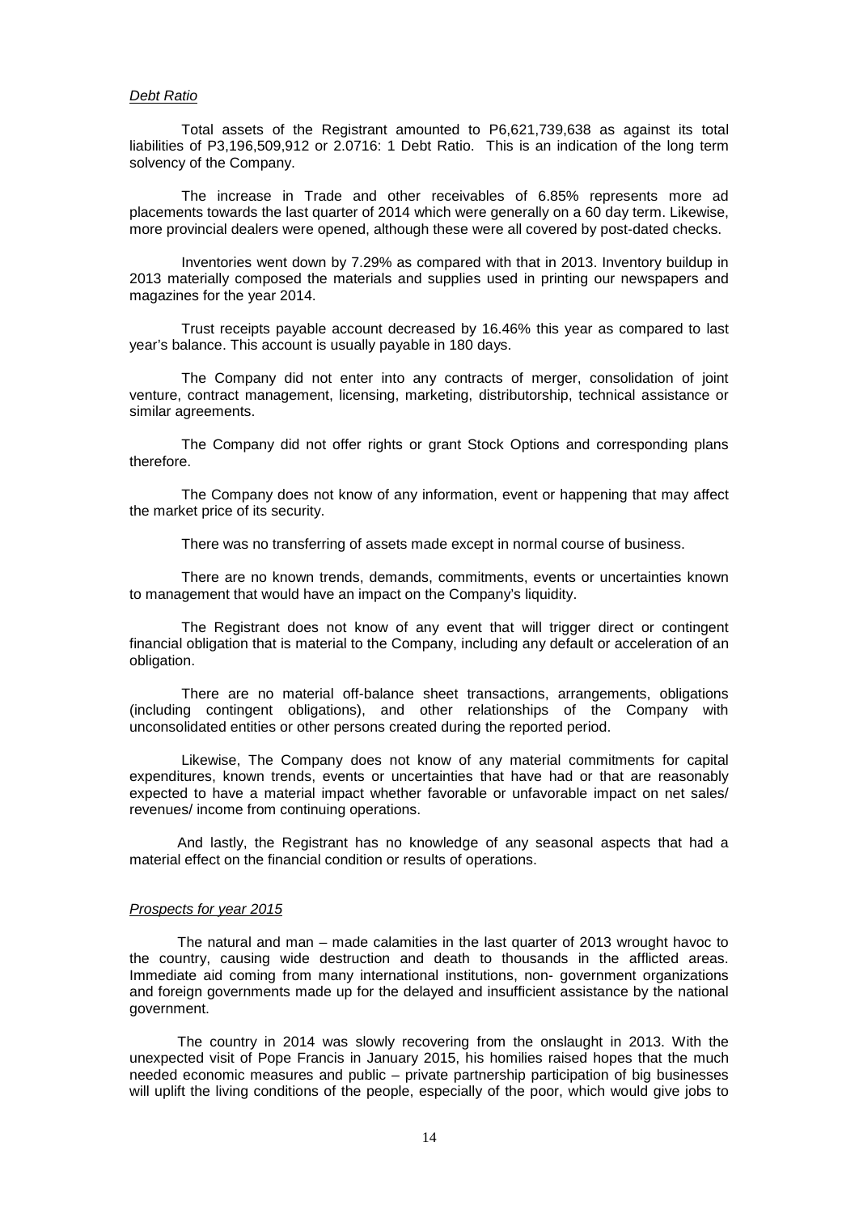*Debt Ratio*

Total assets of the Registrant amounted to P6,621,739,638 as against its total liabilities of P3,196,509,912 or 2.0716: 1 Debt Ratio. This is an indication of the long term solvency of the Company.

The increase in Trade and other receivables of 6.85% represents more ad placements towards the last quarter of 2014 which were generally on a 60 day term. Likewise, more provincial dealers were opened, although these were all covered by post-dated checks.

Inventories went down by 7.29% as compared with that in 2013. Inventory buildup in 2013 materially composed the materials and supplies used in printing our newspapers and magazines for the year 2014.

Trust receipts payable account decreased by 16.46% this year as compared to last year's balance. This account is usually payable in 180 days.

The Company did not enter into any contracts of merger, consolidation of joint venture, contract management, licensing, marketing, distributorship, technical assistance or similar agreements.

The Company did not offer rights or grant Stock Options and corresponding plans therefore.

The Company does not know of any information, event or happening that may affect the market price of its security.

There was no transferring of assets made except in normal course of business.

There are no known trends, demands, commitments, events or uncertainties known to management that would have an impact on the Company's liquidity.

The Registrant does not know of any event that will trigger direct or contingent financial obligation that is material to the Company, including any default or acceleration of an obligation.

There are no material off-balance sheet transactions, arrangements, obligations (including contingent obligations), and other relationships of the Company with unconsolidated entities or other persons created during the reported period.

Likewise, The Company does not know of any material commitments for capital expenditures, known trends, events or uncertainties that have had or that are reasonably expected to have a material impact whether favorable or unfavorable impact on net sales/ revenues/ income from continuing operations.

And lastly, the Registrant has no knowledge of any seasonal aspects that had a material effect on the financial condition or results of operations.

*Prospects for year 2015*

The natural and man – made calamities in the last quarter of 2013 wrought havoc to the country, causing wide destruction and death to thousands in the afflicted areas. Immediate aid coming from many international institutions, non- government organizations and foreign governments made up for the delayed and insufficient assistance by the national government.

The country in 2014 was slowly recovering from the onslaught in 2013. With the unexpected visit of Pope Francis in January 2015, his homilies raised hopes that the much needed economic measures and public – private partnership participation of big businesses will uplift the living conditions of the people, especially of the poor, which would give jobs to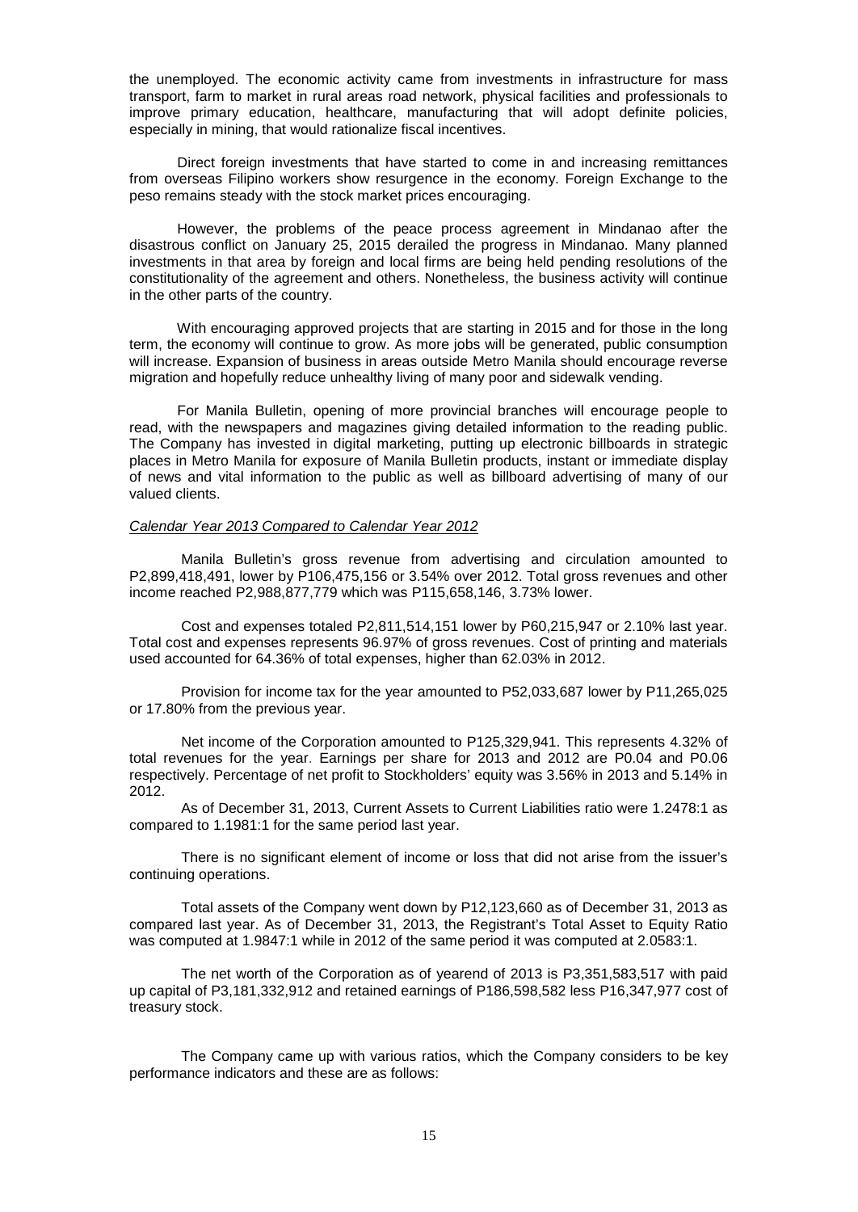the unemployed. The economic activity came from investments in infrastructure for mass transport, farm to market in rural areas road network, physical facilities and professionals to improve primary education, healthcare, manufacturing that will adopt definite policies, especially in mining, that would rationalize fiscal incentives.

Direct foreign investments that have started to come in and increasing remittances from overseas Filipino workers show resurgence in the economy. Foreign Exchange to the peso remains steady with the stock market prices encouraging.

However, the problems of the peace process agreement in Mindanao after the disastrous conflict on January 25, 2015 derailed the progress in Mindanao. Many planned investments in that area by foreign and local firms are being held pending resolutions of the constitutionality of the agreement and others. Nonetheless, the business activity will continue in the other parts of the country.

With encouraging approved projects that are starting in 2015 and for those in the long term, the economy will continue to grow. As more jobs will be generated, public consumption will increase. Expansion of business in areas outside Metro Manila should encourage reverse migration and hopefully reduce unhealthy living of many poor and sidewalk vending.

For Manila Bulletin, opening of more provincial branches will encourage people to read, with the newspapers and magazines giving detailed information to the reading public. The Company has invested in digital marketing, putting up electronic billboards in strategic places in Metro Manila for exposure of Manila Bulletin products, instant or immediate display of news and vital information to the public as well as billboard advertising of many of our valued clients.

*Calendar Year 2013 Compared to Calendar Year 2012*

Manila Bulletin's gross revenue from advertising and circulation amounted to P2,899,418,491, lower by P106,475,156 or 3.54% over 2012. Total gross revenues and other income reached P2,988,877,779 which was P115,658,146, 3.73% lower.

Cost and expenses totaled P2,811,514,151 lower by P60,215,947 or 2.10% last year. Total cost and expenses represents 96.97% of gross revenues. Cost of printing and materials used accounted for 64.36% of total expenses, higher than 62.03% in 2012.

Provision for income tax for the year amounted to P52,033,687 lower by P11,265,025 or 17.80% from the previous year.

Net income of the Corporation amounted to P125,329,941. This represents 4.32% of total revenues for the year. Earnings per share for 2013 and 2012 are P0.04 and P0.06 respectively. Percentage of net profit to Stockholders' equity was 3.56% in 2013 and 5.14% in 2012.

As of December 31, 2013, Current Assets to Current Liabilities ratio were 1.2478:1 as compared to 1.1981:1 for the same period last year.

There is no significant element of income or loss that did not arise from the issuer's continuing operations.

Total assets of the Company went down by P12,123,660 as of December 31, 2013 as compared last year. As of December 31, 2013, the Registrant's Total Asset to Equity Ratio was computed at 1.9847:1 while in 2012 of the same period it was computed at 2.0583:1.

The net worth of the Corporation as of yearend of 2013 is P3,351,583,517 with paid up capital of P3,181,332,912 and retained earnings of P186,598,582 less P16,347,977 cost of treasury stock.

The Company came up with various ratios, which the Company considers to be key performance indicators and these are as follows: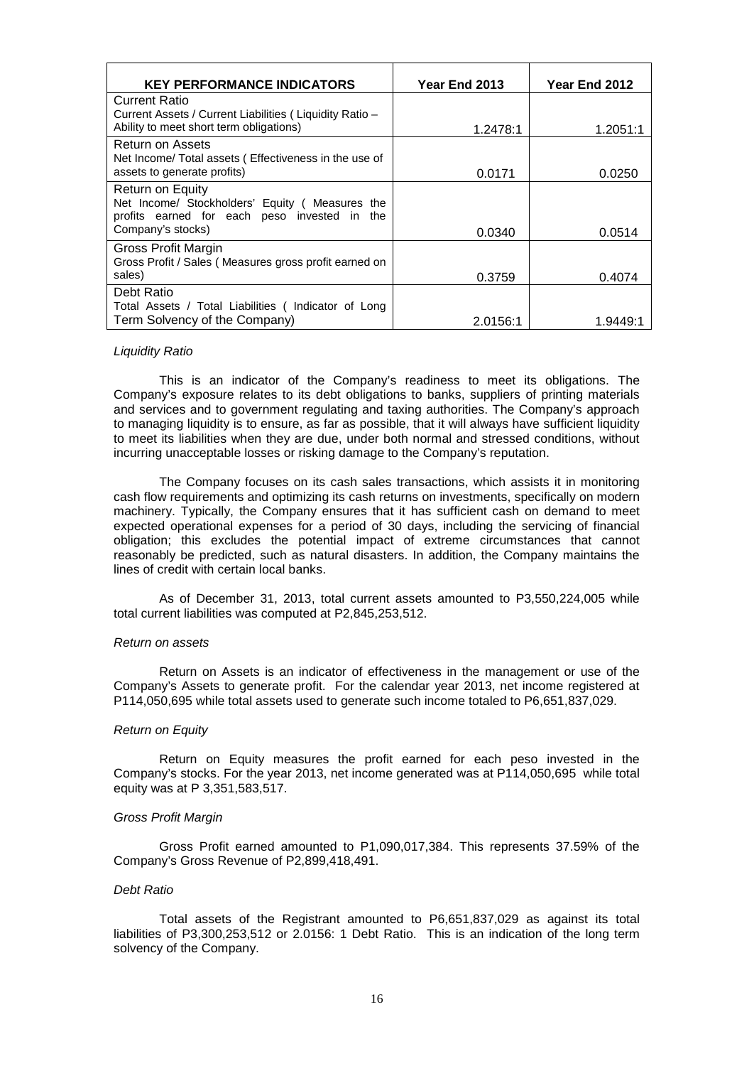| KEY PERFORMANCE INDICATORS | Year End 2013 | Year End 2012 |
|---|---|---|
| Current Ratio<br>Current Assets / Current Liabilities ( Liquidity Ratio – Ability to meet short term obligations) | 1.2478:1 | 1.2051:1 |
| Return on Assets<br>Net Income/ Total assets ( Effectiveness in the use of assets to generate profits) | 0.0171 | 0.0250 |
| Return on Equity<br>Net Income/ Stockholders' Equity ( Measures the profits earned for each peso invested in the Company's stocks) | 0.0340 | 0.0514 |
| Gross Profit Margin<br>Gross Profit / Sales ( Measures gross profit earned on sales) | 0.3759 | 0.4074 |
| Debt Ratio<br>Total Assets / Total Liabilities ( Indicator of Long Term Solvency of the Company) | 2.0156:1 | 1.9449:1 |

*Liquidity Ratio*

This is an indicator of the Company's readiness to meet its obligations. The Company's exposure relates to its debt obligations to banks, suppliers of printing materials and services and to government regulating and taxing authorities. The Company's approach to managing liquidity is to ensure, as far as possible, that it will always have sufficient liquidity to meet its liabilities when they are due, under both normal and stressed conditions, without incurring unacceptable losses or risking damage to the Company's reputation.

The Company focuses on its cash sales transactions, which assists it in monitoring cash flow requirements and optimizing its cash returns on investments, specifically on modern machinery. Typically, the Company ensures that it has sufficient cash on demand to meet expected operational expenses for a period of 30 days, including the servicing of financial obligation; this excludes the potential impact of extreme circumstances that cannot reasonably be predicted, such as natural disasters. In addition, the Company maintains the lines of credit with certain local banks.

As of December 31, 2013, total current assets amounted to P3,550,224,005 while total current liabilities was computed at P2,845,253,512.

*Return on assets*

Return on Assets is an indicator of effectiveness in the management or use of the Company's Assets to generate profit. For the calendar year 2013, net income registered at P114,050,695 while total assets used to generate such income totaled to P6,651,837,029.

*Return on Equity*

Return on Equity measures the profit earned for each peso invested in the Company's stocks. For the year 2013, net income generated was at P114,050,695 while total equity was at P 3,351,583,517.

*Gross Profit Margin*

Gross Profit earned amounted to P1,090,017,384. This represents 37.59% of the Company's Gross Revenue of P2,899,418,491.

*Debt Ratio*

Total assets of the Registrant amounted to P6,651,837,029 as against its total liabilities of P3,300,253,512 or 2.0156: 1 Debt Ratio. This is an indication of the long term solvency of the Company.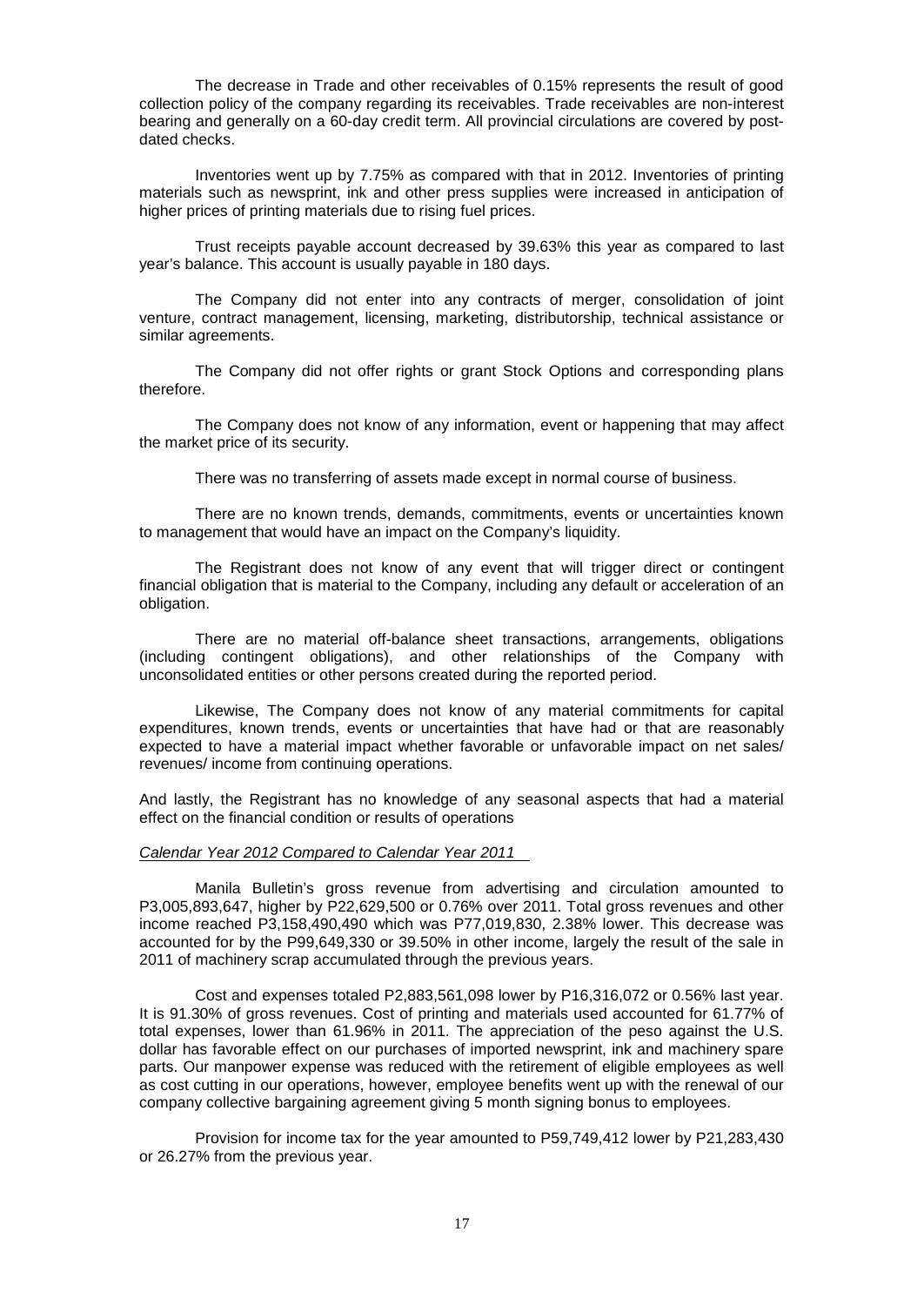The decrease in Trade and other receivables of 0.15% represents the result of good collection policy of the company regarding its receivables. Trade receivables are non-interest bearing and generally on a 60-day credit term. All provincial circulations are covered by post-dated checks.

Inventories went up by 7.75% as compared with that in 2012. Inventories of printing materials such as newsprint, ink and other press supplies were increased in anticipation of higher prices of printing materials due to rising fuel prices.

Trust receipts payable account decreased by 39.63% this year as compared to last year's balance. This account is usually payable in 180 days.

The Company did not enter into any contracts of merger, consolidation of joint venture, contract management, licensing, marketing, distributorship, technical assistance or similar agreements.

The Company did not offer rights or grant Stock Options and corresponding plans therefore.

The Company does not know of any information, event or happening that may affect the market price of its security.

There was no transferring of assets made except in normal course of business.

There are no known trends, demands, commitments, events or uncertainties known to management that would have an impact on the Company's liquidity.

The Registrant does not know of any event that will trigger direct or contingent financial obligation that is material to the Company, including any default or acceleration of an obligation.

There are no material off-balance sheet transactions, arrangements, obligations (including contingent obligations), and other relationships of the Company with unconsolidated entities or other persons created during the reported period.

Likewise, The Company does not know of any material commitments for capital expenditures, known trends, events or uncertainties that have had or that are reasonably expected to have a material impact whether favorable or unfavorable impact on net sales/ revenues/ income from continuing operations.

And lastly, the Registrant has no knowledge of any seasonal aspects that had a material effect on the financial condition or results of operations

*Calendar Year 2012 Compared to Calendar Year 2011*

Manila Bulletin's gross revenue from advertising and circulation amounted to P3,005,893,647, higher by P22,629,500 or 0.76% over 2011. Total gross revenues and other income reached P3,158,490,490 which was P77,019,830, 2.38% lower. This decrease was accounted for by the P99,649,330 or 39.50% in other income, largely the result of the sale in 2011 of machinery scrap accumulated through the previous years.

Cost and expenses totaled P2,883,561,098 lower by P16,316,072 or 0.56% last year. It is 91.30% of gross revenues. Cost of printing and materials used accounted for 61.77% of total expenses, lower than 61.96% in 2011. The appreciation of the peso against the U.S. dollar has favorable effect on our purchases of imported newsprint, ink and machinery spare parts. Our manpower expense was reduced with the retirement of eligible employees as well as cost cutting in our operations, however, employee benefits went up with the renewal of our company collective bargaining agreement giving 5 month signing bonus to employees.

Provision for income tax for the year amounted to P59,749,412 lower by P21,283,430 or 26.27% from the previous year.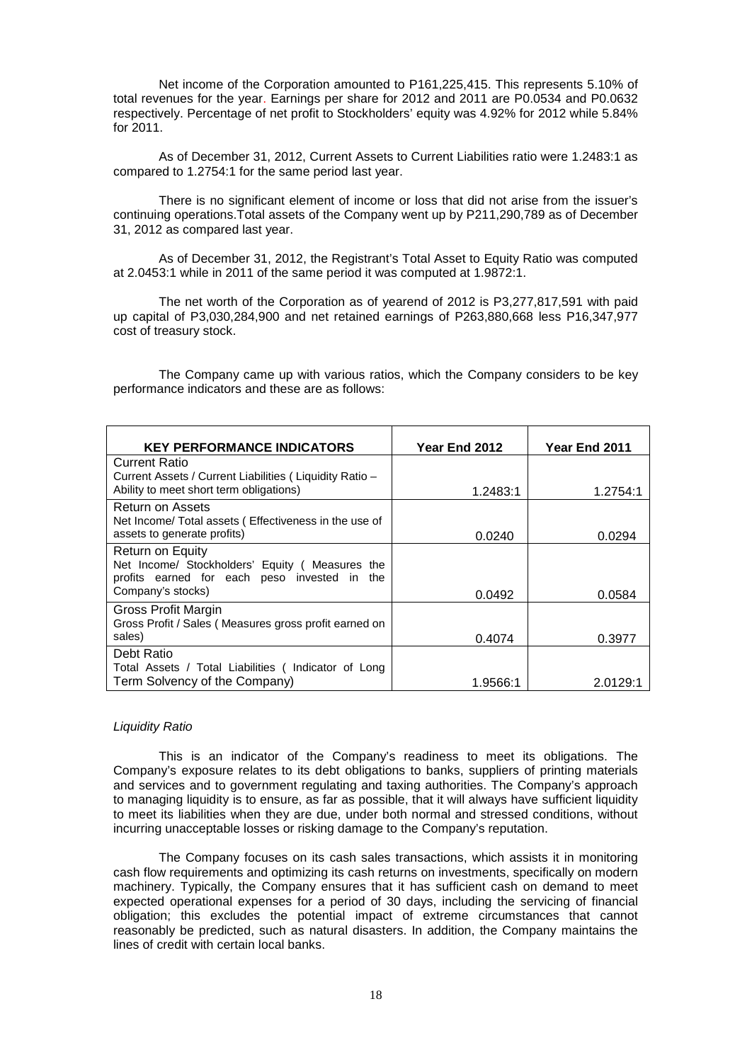Net income of the Corporation amounted to P161,225,415. This represents 5.10% of total revenues for the year. Earnings per share for 2012 and 2011 are P0.0534 and P0.0632 respectively. Percentage of net profit to Stockholders' equity was 4.92% for 2012 while 5.84% for 2011.

As of December 31, 2012, Current Assets to Current Liabilities ratio were 1.2483:1 as compared to 1.2754:1 for the same period last year.

There is no significant element of income or loss that did not arise from the issuer's continuing operations.Total assets of the Company went up by P211,290,789 as of December 31, 2012 as compared last year.

As of December 31, 2012, the Registrant's Total Asset to Equity Ratio was computed at 2.0453:1 while in 2011 of the same period it was computed at 1.9872:1.

The net worth of the Corporation as of yearend of 2012 is P3,277,817,591 with paid up capital of P3,030,284,900 and net retained earnings of P263,880,668 less P16,347,977 cost of treasury stock.

The Company came up with various ratios, which the Company considers to be key performance indicators and these are as follows:

| KEY PERFORMANCE INDICATORS | Year End 2012 | Year End 2011 |
|---|---|---|
| Current Ratio<br>Current Assets / Current Liabilities ( Liquidity Ratio – Ability to meet short term obligations) | 1.2483:1 | 1.2754:1 |
| Return on Assets<br>Net Income/ Total assets ( Effectiveness in the use of assets to generate profits) | 0.0240 | 0.0294 |
| Return on Equity<br>Net Income/ Stockholders' Equity ( Measures the profits earned for each peso invested in the Company's stocks) | 0.0492 | 0.0584 |
| Gross Profit Margin<br>Gross Profit / Sales ( Measures gross profit earned on sales) | 0.4074 | 0.3977 |
| Debt Ratio<br>Total Assets / Total Liabilities ( Indicator of Long Term Solvency of the Company) | 1.9566:1 | 2.0129:1 |

*Liquidity Ratio*

This is an indicator of the Company's readiness to meet its obligations. The Company's exposure relates to its debt obligations to banks, suppliers of printing materials and services and to government regulating and taxing authorities. The Company's approach to managing liquidity is to ensure, as far as possible, that it will always have sufficient liquidity to meet its liabilities when they are due, under both normal and stressed conditions, without incurring unacceptable losses or risking damage to the Company's reputation.

The Company focuses on its cash sales transactions, which assists it in monitoring cash flow requirements and optimizing its cash returns on investments, specifically on modern machinery. Typically, the Company ensures that it has sufficient cash on demand to meet expected operational expenses for a period of 30 days, including the servicing of financial obligation; this excludes the potential impact of extreme circumstances that cannot reasonably be predicted, such as natural disasters. In addition, the Company maintains the lines of credit with certain local banks.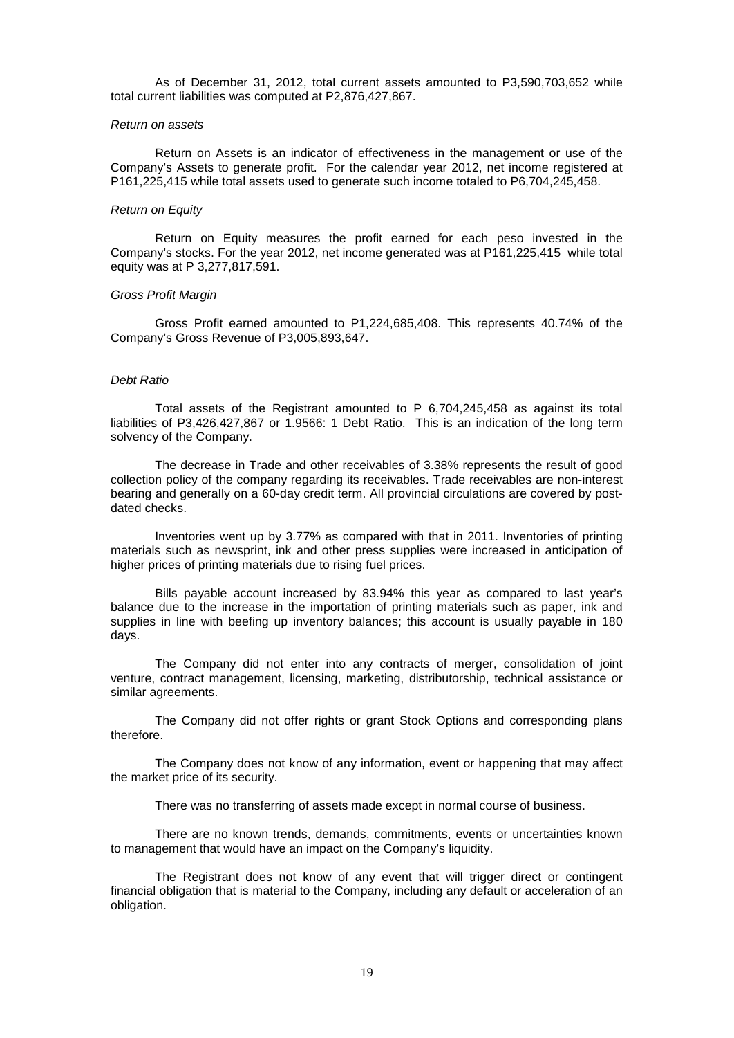As of December 31, 2012, total current assets amounted to P3,590,703,652 while total current liabilities was computed at P2,876,427,867.

*Return on assets*

Return on Assets is an indicator of effectiveness in the management or use of the Company's Assets to generate profit. For the calendar year 2012, net income registered at P161,225,415 while total assets used to generate such income totaled to P6,704,245,458.

*Return on Equity*

Return on Equity measures the profit earned for each peso invested in the Company's stocks. For the year 2012, net income generated was at P161,225,415 while total equity was at P 3,277,817,591.

*Gross Profit Margin*

Gross Profit earned amounted to P1,224,685,408. This represents 40.74% of the Company's Gross Revenue of P3,005,893,647.

*Debt Ratio*

Total assets of the Registrant amounted to P 6,704,245,458 as against its total liabilities of P3,426,427,867 or 1.9566: 1 Debt Ratio. This is an indication of the long term solvency of the Company.

The decrease in Trade and other receivables of 3.38% represents the result of good collection policy of the company regarding its receivables. Trade receivables are non-interest bearing and generally on a 60-day credit term. All provincial circulations are covered by post-dated checks.

Inventories went up by 3.77% as compared with that in 2011. Inventories of printing materials such as newsprint, ink and other press supplies were increased in anticipation of higher prices of printing materials due to rising fuel prices.

Bills payable account increased by 83.94% this year as compared to last year's balance due to the increase in the importation of printing materials such as paper, ink and supplies in line with beefing up inventory balances; this account is usually payable in 180 days.

The Company did not enter into any contracts of merger, consolidation of joint venture, contract management, licensing, marketing, distributorship, technical assistance or similar agreements.

The Company did not offer rights or grant Stock Options and corresponding plans therefore.

The Company does not know of any information, event or happening that may affect the market price of its security.

There was no transferring of assets made except in normal course of business.

There are no known trends, demands, commitments, events or uncertainties known to management that would have an impact on the Company's liquidity.

The Registrant does not know of any event that will trigger direct or contingent financial obligation that is material to the Company, including any default or acceleration of an obligation.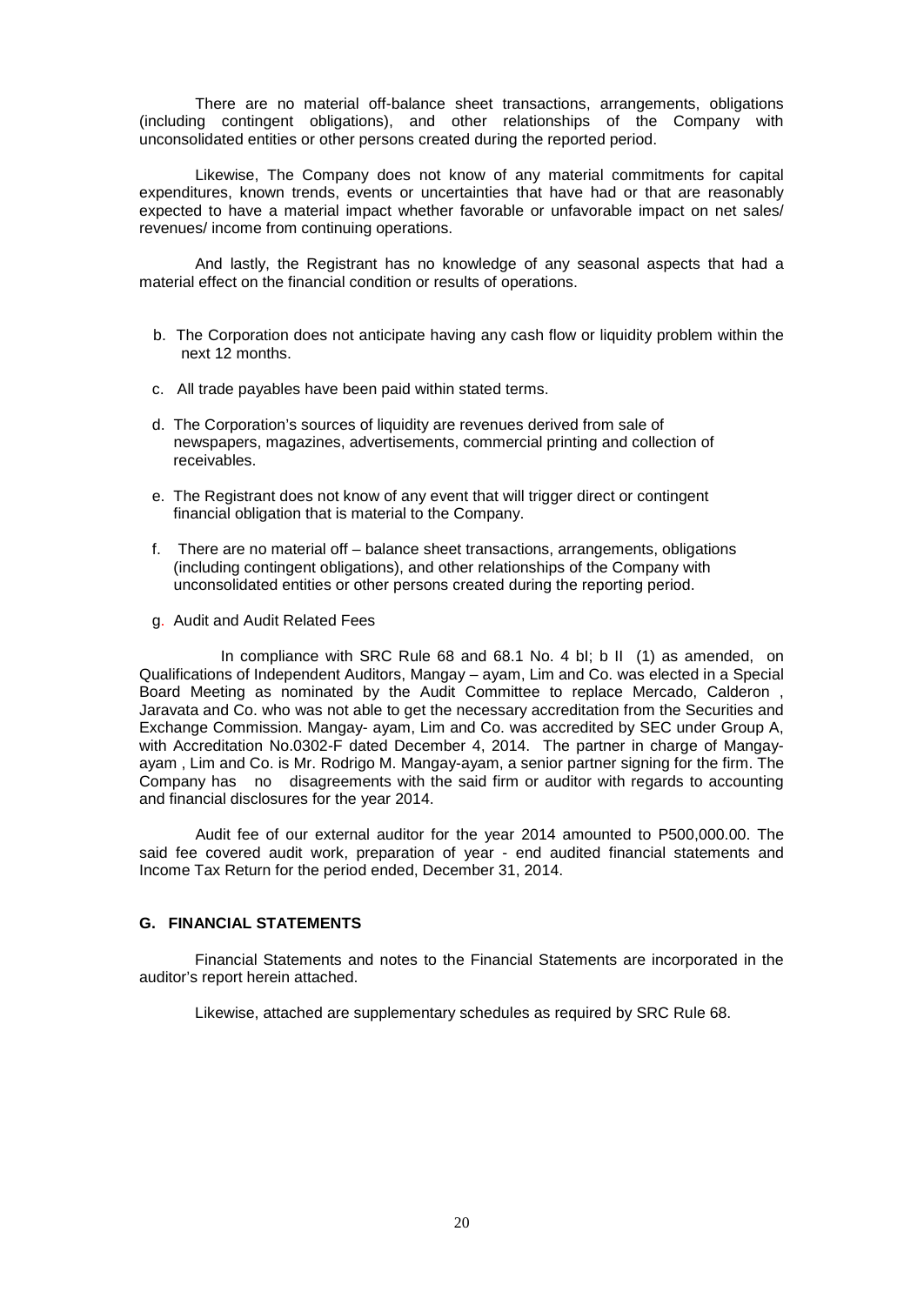There are no material off-balance sheet transactions, arrangements, obligations (including contingent obligations), and other relationships of the Company with unconsolidated entities or other persons created during the reported period.

Likewise, The Company does not know of any material commitments for capital expenditures, known trends, events or uncertainties that have had or that are reasonably expected to have a material impact whether favorable or unfavorable impact on net sales/ revenues/ income from continuing operations.

And lastly, the Registrant has no knowledge of any seasonal aspects that had a material effect on the financial condition or results of operations.

b. The Corporation does not anticipate having any cash flow or liquidity problem within the next 12 months.

c. All trade payables have been paid within stated terms.

d. The Corporation's sources of liquidity are revenues derived from sale of newspapers, magazines, advertisements, commercial printing and collection of receivables.

e. The Registrant does not know of any event that will trigger direct or contingent financial obligation that is material to the Company.

f. There are no material off – balance sheet transactions, arrangements, obligations (including contingent obligations), and other relationships of the Company with unconsolidated entities or other persons created during the reporting period.

g. Audit and Audit Related Fees

In compliance with SRC Rule 68 and 68.1 No. 4 bI; b II (1) as amended, on Qualifications of Independent Auditors, Mangay – ayam, Lim and Co. was elected in a Special Board Meeting as nominated by the Audit Committee to replace Mercado, Calderon , Jaravata and Co. who was not able to get the necessary accreditation from the Securities and Exchange Commission. Mangay- ayam, Lim and Co. was accredited by SEC under Group A, with Accreditation No.0302-F dated December 4, 2014. The partner in charge of Mangay-ayam , Lim and Co. is Mr. Rodrigo M. Mangay-ayam, a senior partner signing for the firm. The Company has no disagreements with the said firm or auditor with regards to accounting and financial disclosures for the year 2014.

Audit fee of our external auditor for the year 2014 amounted to P500,000.00. The said fee covered audit work, preparation of year - end audited financial statements and Income Tax Return for the period ended, December 31, 2014.

## G. FINANCIAL STATEMENTS

Financial Statements and notes to the Financial Statements are incorporated in the auditor's report herein attached.

Likewise, attached are supplementary schedules as required by SRC Rule 68.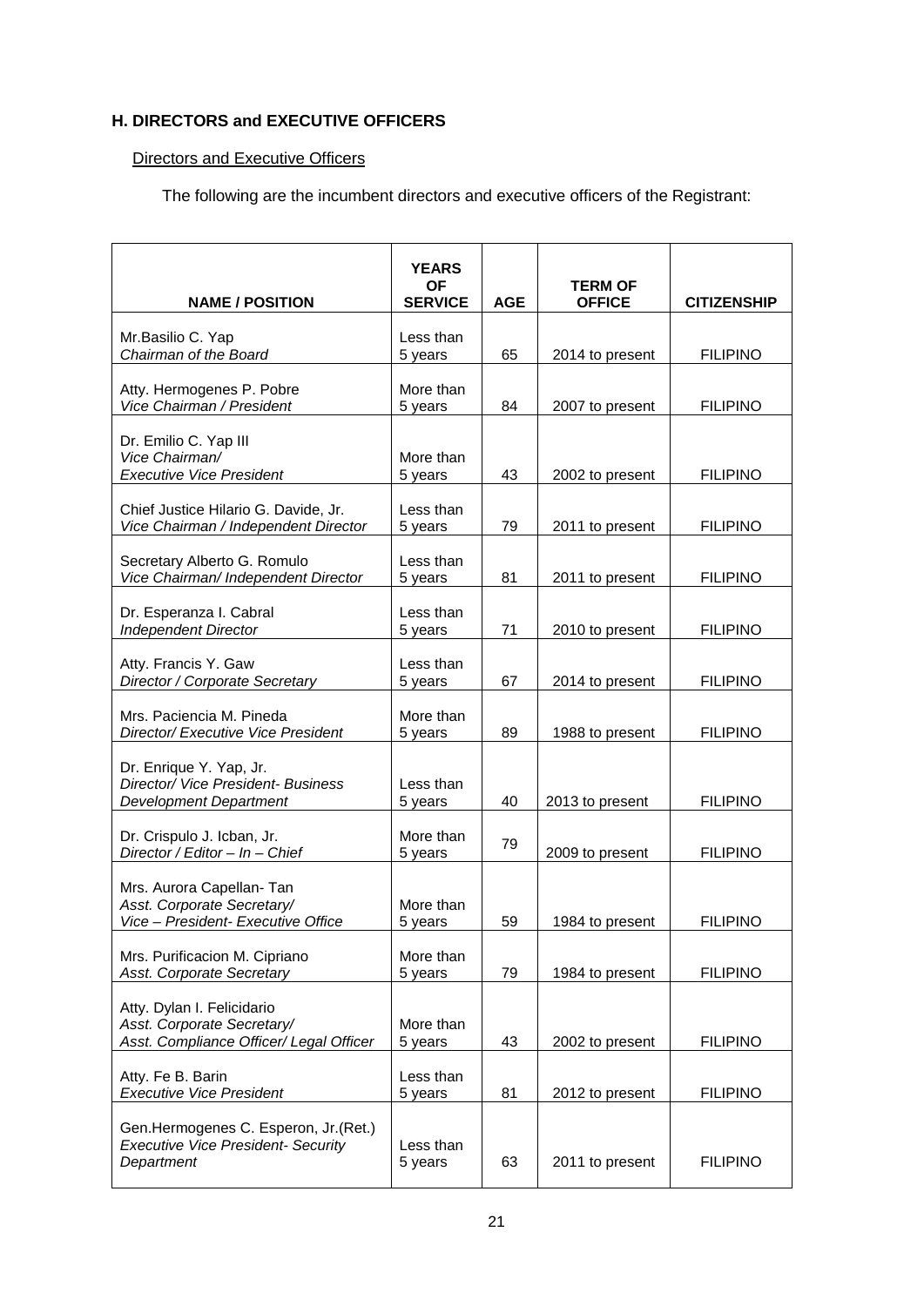## H. DIRECTORS and EXECUTIVE OFFICERS

Directors and Executive Officers

The following are the incumbent directors and executive officers of the Registrant:

| NAME / POSITION | YEARS OF SERVICE | AGE | TERM OF OFFICE | CITIZENSHIP |
|---|---|---|---|---|
| Mr.Basilio C. Yap<br>*Chairman of the Board* | Less than 5 years | 65 | 2014 to present | FILIPINO |
| Atty. Hermogenes P. Pobre<br>*Vice Chairman / President* | More than 5 years | 84 | 2007 to present | FILIPINO |
| Dr. Emilio C. Yap III<br>*Vice Chairman/ Executive Vice President* | More than 5 years | 43 | 2002 to present | FILIPINO |
| Chief Justice Hilario G. Davide, Jr.<br>*Vice Chairman / Independent Director* | Less than 5 years | 79 | 2011 to present | FILIPINO |
| Secretary Alberto G. Romulo<br>*Vice Chairman/ Independent Director* | Less than 5 years | 81 | 2011 to present | FILIPINO |
| Dr. Esperanza I. Cabral<br>*Independent Director* | Less than 5 years | 71 | 2010 to present | FILIPINO |
| Atty. Francis Y. Gaw<br>*Director / Corporate Secretary* | Less than 5 years | 67 | 2014 to present | FILIPINO |
| Mrs. Paciencia M. Pineda<br>*Director/ Executive Vice President* | More than 5 years | 89 | 1988 to present | FILIPINO |
| Dr. Enrique Y. Yap, Jr.<br>*Director/ Vice President- Business Development Department* | Less than 5 years | 40 | 2013 to present | FILIPINO |
| Dr. Crispulo J. Icban, Jr.<br>*Director / Editor – In – Chief* | More than 5 years | 79 | 2009 to present | FILIPINO |
| Mrs. Aurora Capellan- Tan<br>*Asst. Corporate Secretary/ Vice – President- Executive Office* | More than 5 years | 59 | 1984 to present | FILIPINO |
| Mrs. Purificacion M. Cipriano<br>*Asst. Corporate Secretary* | More than 5 years | 79 | 1984 to present | FILIPINO |
| Atty. Dylan I. Felicidario<br>*Asst. Corporate Secretary/ Asst. Compliance Officer/ Legal Officer* | More than 5 years | 43 | 2002 to present | FILIPINO |
| Atty. Fe B. Barin<br>*Executive Vice President* | Less than 5 years | 81 | 2012 to present | FILIPINO |
| Gen.Hermogenes C. Esperon, Jr.(Ret.)<br>*Executive Vice President- Security Department* | Less than 5 years | 63 | 2011 to present | FILIPINO |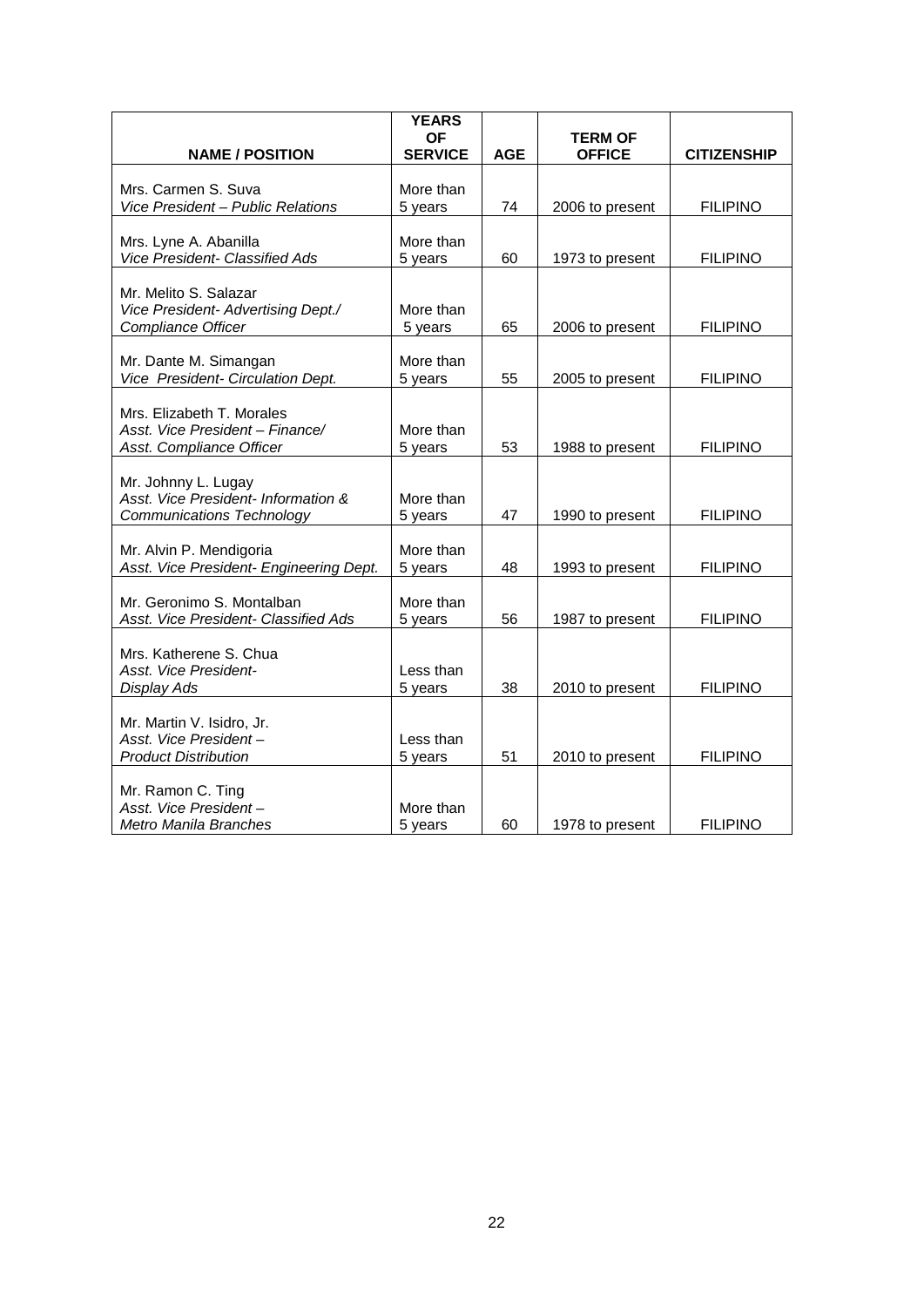| NAME / POSITION | YEARS OF SERVICE | AGE | TERM OF OFFICE | CITIZENSHIP |
|---|---|---|---|---|
| Mrs. Carmen S. Suva *Vice President – Public Relations* | More than 5 years | 74 | 2006 to present | FILIPINO |
| Mrs. Lyne A. Abanilla *Vice President- Classified Ads* | More than 5 years | 60 | 1973 to present | FILIPINO |
| Mr. Melito S. Salazar *Vice President- Advertising Dept./ Compliance Officer* | More than 5 years | 65 | 2006 to present | FILIPINO |
| Mr. Dante M. Simangan *Vice President- Circulation Dept.* | More than 5 years | 55 | 2005 to present | FILIPINO |
| Mrs. Elizabeth T. Morales *Asst. Vice President – Finance/ Asst. Compliance Officer* | More than 5 years | 53 | 1988 to present | FILIPINO |
| Mr. Johnny L. Lugay *Asst. Vice President- Information & Communications Technology* | More than 5 years | 47 | 1990 to present | FILIPINO |
| Mr. Alvin P. Mendigoria *Asst. Vice President- Engineering Dept.* | More than 5 years | 48 | 1993 to present | FILIPINO |
| Mr. Geronimo S. Montalban *Asst. Vice President- Classified Ads* | More than 5 years | 56 | 1987 to present | FILIPINO |
| Mrs. Katherene S. Chua *Asst. Vice President- Display Ads* | Less than 5 years | 38 | 2010 to present | FILIPINO |
| Mr. Martin V. Isidro, Jr. *Asst. Vice President – Product Distribution* | Less than 5 years | 51 | 2010 to present | FILIPINO |
| Mr. Ramon C. Ting *Asst. Vice President – Metro Manila Branches* | More than 5 years | 60 | 1978 to present | FILIPINO |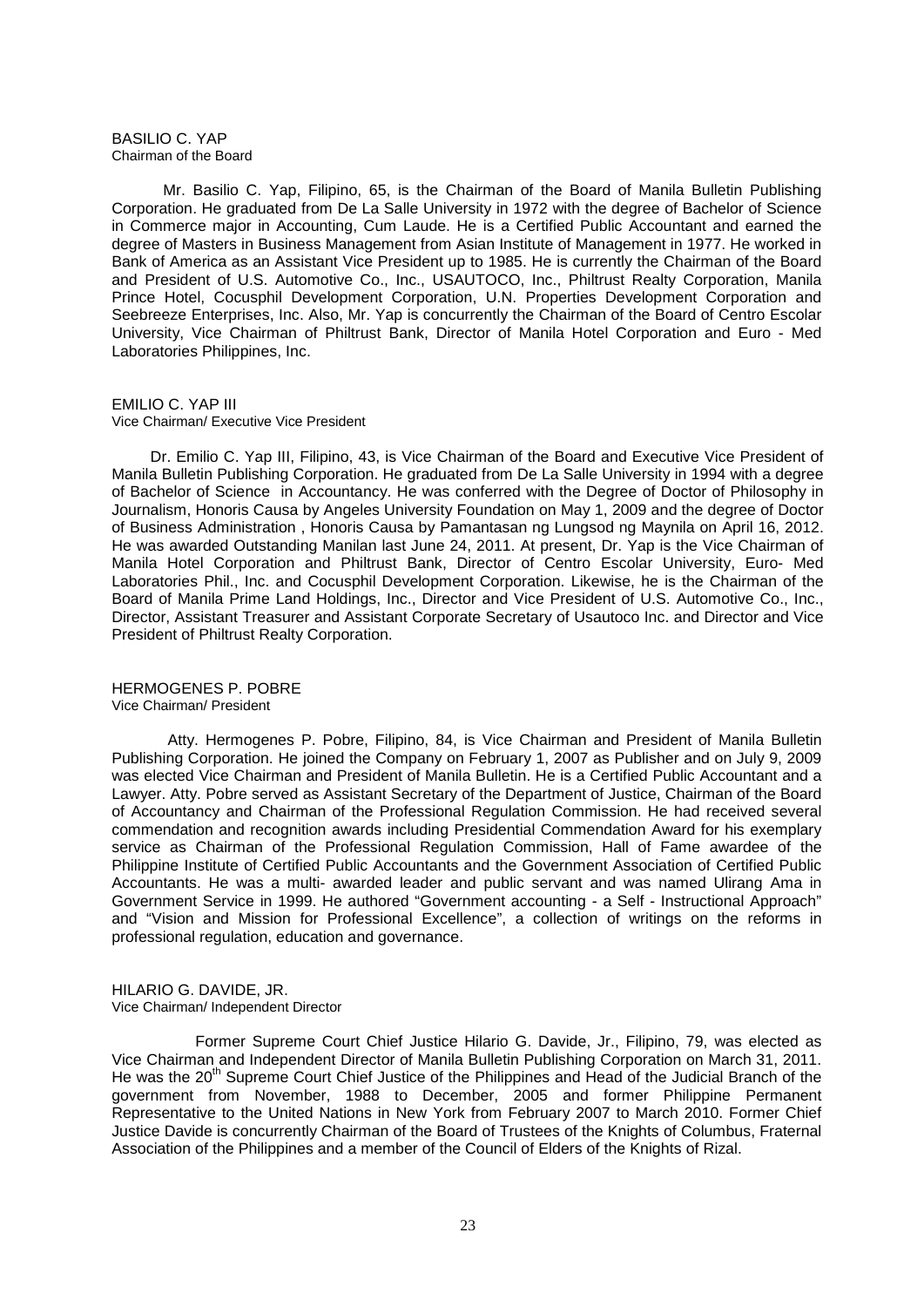BASILIO C. YAP
Chairman of the Board

Mr. Basilio C. Yap, Filipino, 65, is the Chairman of the Board of Manila Bulletin Publishing Corporation. He graduated from De La Salle University in 1972 with the degree of Bachelor of Science in Commerce major in Accounting, Cum Laude. He is a Certified Public Accountant and earned the degree of Masters in Business Management from Asian Institute of Management in 1977. He worked in Bank of America as an Assistant Vice President up to 1985. He is currently the Chairman of the Board and President of U.S. Automotive Co., Inc., USAUTOCO, Inc., Philtrust Realty Corporation, Manila Prince Hotel, Cocusphil Development Corporation, U.N. Properties Development Corporation and Seebreeze Enterprises, Inc. Also, Mr. Yap is concurrently the Chairman of the Board of Centro Escolar University, Vice Chairman of Philtrust Bank, Director of Manila Hotel Corporation and Euro - Med Laboratories Philippines, Inc.

EMILIO C. YAP III
Vice Chairman/ Executive Vice President

Dr. Emilio C. Yap III, Filipino, 43, is Vice Chairman of the Board and Executive Vice President of Manila Bulletin Publishing Corporation. He graduated from De La Salle University in 1994 with a degree of Bachelor of Science in Accountancy. He was conferred with the Degree of Doctor of Philosophy in Journalism, Honoris Causa by Angeles University Foundation on May 1, 2009 and the degree of Doctor of Business Administration , Honoris Causa by Pamantasan ng Lungsod ng Maynila on April 16, 2012. He was awarded Outstanding Manilan last June 24, 2011. At present, Dr. Yap is the Vice Chairman of Manila Hotel Corporation and Philtrust Bank, Director of Centro Escolar University, Euro- Med Laboratories Phil., Inc. and Cocusphil Development Corporation. Likewise, he is the Chairman of the Board of Manila Prime Land Holdings, Inc., Director and Vice President of U.S. Automotive Co., Inc., Director, Assistant Treasurer and Assistant Corporate Secretary of Usautoco Inc. and Director and Vice President of Philtrust Realty Corporation.

HERMOGENES P. POBRE
Vice Chairman/ President

Atty. Hermogenes P. Pobre, Filipino, 84, is Vice Chairman and President of Manila Bulletin Publishing Corporation. He joined the Company on February 1, 2007 as Publisher and on July 9, 2009 was elected Vice Chairman and President of Manila Bulletin. He is a Certified Public Accountant and a Lawyer. Atty. Pobre served as Assistant Secretary of the Department of Justice, Chairman of the Board of Accountancy and Chairman of the Professional Regulation Commission. He had received several commendation and recognition awards including Presidential Commendation Award for his exemplary service as Chairman of the Professional Regulation Commission, Hall of Fame awardee of the Philippine Institute of Certified Public Accountants and the Government Association of Certified Public Accountants. He was a multi- awarded leader and public servant and was named Ulirang Ama in Government Service in 1999. He authored "Government accounting - a Self - Instructional Approach" and "Vision and Mission for Professional Excellence", a collection of writings on the reforms in professional regulation, education and governance.

HILARIO G. DAVIDE, JR.
Vice Chairman/ Independent Director

Former Supreme Court Chief Justice Hilario G. Davide, Jr., Filipino, 79, was elected as Vice Chairman and Independent Director of Manila Bulletin Publishing Corporation on March 31, 2011. He was the 20th Supreme Court Chief Justice of the Philippines and Head of the Judicial Branch of the government from November, 1988 to December, 2005 and former Philippine Permanent Representative to the United Nations in New York from February 2007 to March 2010. Former Chief Justice Davide is concurrently Chairman of the Board of Trustees of the Knights of Columbus, Fraternal Association of the Philippines and a member of the Council of Elders of the Knights of Rizal.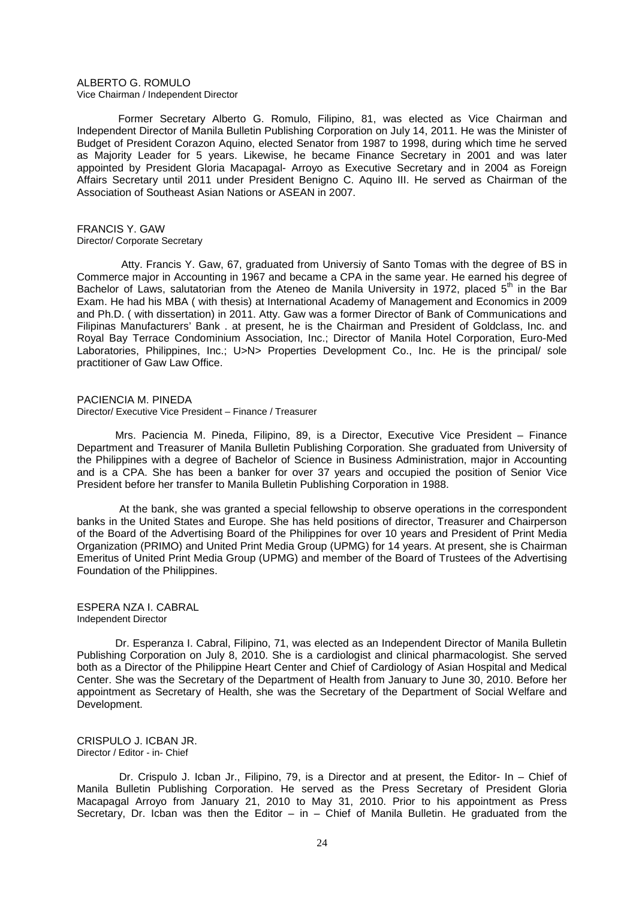ALBERTO G. ROMULO
Vice Chairman / Independent Director

Former Secretary Alberto G. Romulo, Filipino, 81, was elected as Vice Chairman and Independent Director of Manila Bulletin Publishing Corporation on July 14, 2011. He was the Minister of Budget of President Corazon Aquino, elected Senator from 1987 to 1998, during which time he served as Majority Leader for 5 years. Likewise, he became Finance Secretary in 2001 and was later appointed by President Gloria Macapagal- Arroyo as Executive Secretary and in 2004 as Foreign Affairs Secretary until 2011 under President Benigno C. Aquino III. He served as Chairman of the Association of Southeast Asian Nations or ASEAN in 2007.

FRANCIS Y. GAW
Director/ Corporate Secretary

Atty. Francis Y. Gaw, 67, graduated from Universiy of Santo Tomas with the degree of BS in Commerce major in Accounting in 1967 and became a CPA in the same year. He earned his degree of Bachelor of Laws, salutatorian from the Ateneo de Manila University in 1972, placed 5th in the Bar Exam. He had his MBA ( with thesis) at International Academy of Management and Economics in 2009 and Ph.D. ( with dissertation) in 2011. Atty. Gaw was a former Director of Bank of Communications and Filipinas Manufacturers' Bank . at present, he is the Chairman and President of Goldclass, Inc. and Royal Bay Terrace Condominium Association, Inc.; Director of Manila Hotel Corporation, Euro-Med Laboratories, Philippines, Inc.; U>N> Properties Development Co., Inc. He is the principal/ sole practitioner of Gaw Law Office.

PACIENCIA M. PINEDA
Director/ Executive Vice President – Finance / Treasurer

Mrs. Paciencia M. Pineda, Filipino, 89, is a Director, Executive Vice President – Finance Department and Treasurer of Manila Bulletin Publishing Corporation. She graduated from University of the Philippines with a degree of Bachelor of Science in Business Administration, major in Accounting and is a CPA. She has been a banker for over 37 years and occupied the position of Senior Vice President before her transfer to Manila Bulletin Publishing Corporation in 1988.

At the bank, she was granted a special fellowship to observe operations in the correspondent banks in the United States and Europe. She has held positions of director, Treasurer and Chairperson of the Board of the Advertising Board of the Philippines for over 10 years and President of Print Media Organization (PRIMO) and United Print Media Group (UPMG) for 14 years. At present, she is Chairman Emeritus of United Print Media Group (UPMG) and member of the Board of Trustees of the Advertising Foundation of the Philippines.

ESPERA NZA I. CABRAL
Independent Director

Dr. Esperanza I. Cabral, Filipino, 71, was elected as an Independent Director of Manila Bulletin Publishing Corporation on July 8, 2010. She is a cardiologist and clinical pharmacologist. She served both as a Director of the Philippine Heart Center and Chief of Cardiology of Asian Hospital and Medical Center. She was the Secretary of the Department of Health from January to June 30, 2010. Before her appointment as Secretary of Health, she was the Secretary of the Department of Social Welfare and Development.

CRISPULO J. ICBAN JR.
Director / Editor - in- Chief

Dr. Crispulo J. Icban Jr., Filipino, 79, is a Director and at present, the Editor- In – Chief of Manila Bulletin Publishing Corporation. He served as the Press Secretary of President Gloria Macapagal Arroyo from January 21, 2010 to May 31, 2010. Prior to his appointment as Press Secretary, Dr. Icban was then the Editor – in – Chief of Manila Bulletin. He graduated from the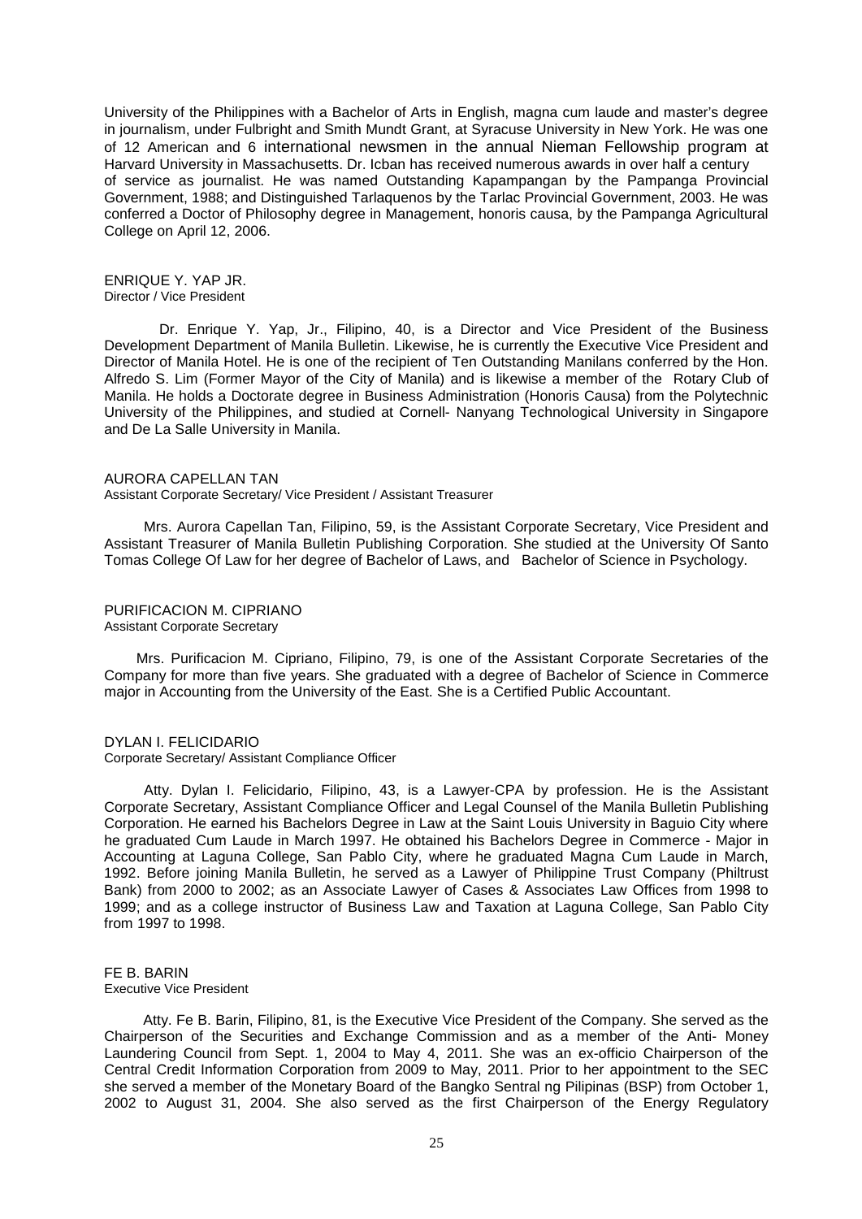University of the Philippines with a Bachelor of Arts in English, magna cum laude and master's degree in journalism, under Fulbright and Smith Mundt Grant, at Syracuse University in New York. He was one of 12 American and 6 international newsmen in the annual Nieman Fellowship program at Harvard University in Massachusetts. Dr. Icban has received numerous awards in over half a century of service as journalist. He was named Outstanding Kapampangan by the Pampanga Provincial Government, 1988; and Distinguished Tarlaquenos by the Tarlac Provincial Government, 2003. He was conferred a Doctor of Philosophy degree in Management, honoris causa, by the Pampanga Agricultural College on April 12, 2006.

ENRIQUE Y. YAP JR.
Director / Vice President

Dr. Enrique Y. Yap, Jr., Filipino, 40, is a Director and Vice President of the Business Development Department of Manila Bulletin. Likewise, he is currently the Executive Vice President and Director of Manila Hotel. He is one of the recipient of Ten Outstanding Manilans conferred by the Hon. Alfredo S. Lim (Former Mayor of the City of Manila) and is likewise a member of the Rotary Club of Manila. He holds a Doctorate degree in Business Administration (Honoris Causa) from the Polytechnic University of the Philippines, and studied at Cornell- Nanyang Technological University in Singapore and De La Salle University in Manila.

AURORA CAPELLAN TAN
Assistant Corporate Secretary/ Vice President / Assistant Treasurer

Mrs. Aurora Capellan Tan, Filipino, 59, is the Assistant Corporate Secretary, Vice President and Assistant Treasurer of Manila Bulletin Publishing Corporation. She studied at the University Of Santo Tomas College Of Law for her degree of Bachelor of Laws, and Bachelor of Science in Psychology.

PURIFICACION M. CIPRIANO
Assistant Corporate Secretary

Mrs. Purificacion M. Cipriano, Filipino, 79, is one of the Assistant Corporate Secretaries of the Company for more than five years. She graduated with a degree of Bachelor of Science in Commerce major in Accounting from the University of the East. She is a Certified Public Accountant.

DYLAN I. FELICIDARIO
Corporate Secretary/ Assistant Compliance Officer

Atty. Dylan I. Felicidario, Filipino, 43, is a Lawyer-CPA by profession. He is the Assistant Corporate Secretary, Assistant Compliance Officer and Legal Counsel of the Manila Bulletin Publishing Corporation. He earned his Bachelors Degree in Law at the Saint Louis University in Baguio City where he graduated Cum Laude in March 1997. He obtained his Bachelors Degree in Commerce - Major in Accounting at Laguna College, San Pablo City, where he graduated Magna Cum Laude in March, 1992. Before joining Manila Bulletin, he served as a Lawyer of Philippine Trust Company (Philtrust Bank) from 2000 to 2002; as an Associate Lawyer of Cases & Associates Law Offices from 1998 to 1999; and as a college instructor of Business Law and Taxation at Laguna College, San Pablo City from 1997 to 1998.

FE B. BARIN
Executive Vice President

Atty. Fe B. Barin, Filipino, 81, is the Executive Vice President of the Company. She served as the Chairperson of the Securities and Exchange Commission and as a member of the Anti- Money Laundering Council from Sept. 1, 2004 to May 4, 2011. She was an ex-officio Chairperson of the Central Credit Information Corporation from 2009 to May, 2011. Prior to her appointment to the SEC she served a member of the Monetary Board of the Bangko Sentral ng Pilipinas (BSP) from October 1, 2002 to August 31, 2004. She also served as the first Chairperson of the Energy Regulatory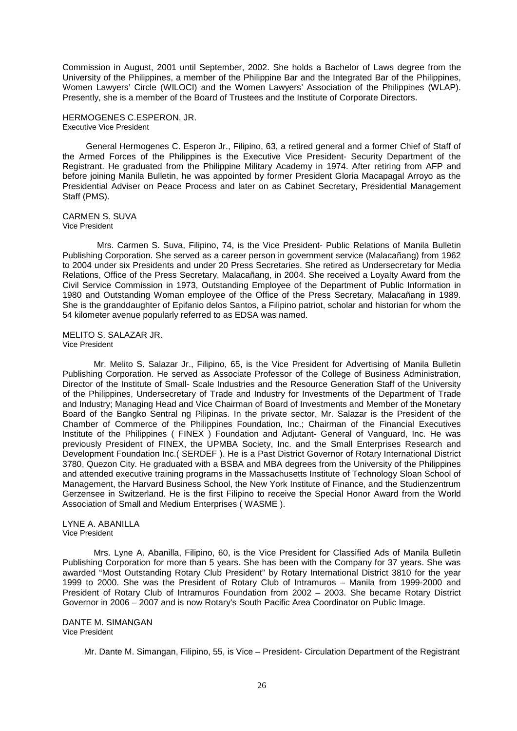Commission in August, 2001 until September, 2002. She holds a Bachelor of Laws degree from the University of the Philippines, a member of the Philippine Bar and the Integrated Bar of the Philippines, Women Lawyers' Circle (WILOCI) and the Women Lawyers' Association of the Philippines (WLAP). Presently, she is a member of the Board of Trustees and the Institute of Corporate Directors.

HERMOGENES C.ESPERON, JR.
Executive Vice President

General Hermogenes C. Esperon Jr., Filipino, 63, a retired general and a former Chief of Staff of the Armed Forces of the Philippines is the Executive Vice President- Security Department of the Registrant. He graduated from the Philippine Military Academy in 1974. After retiring from AFP and before joining Manila Bulletin, he was appointed by former President Gloria Macapagal Arroyo as the Presidential Adviser on Peace Process and later on as Cabinet Secretary, Presidential Management Staff (PMS).

CARMEN S. SUVA
Vice President

Mrs. Carmen S. Suva, Filipino, 74, is the Vice President- Public Relations of Manila Bulletin Publishing Corporation. She served as a career person in government service (Malacañang) from 1962 to 2004 under six Presidents and under 20 Press Secretaries. She retired as Undersecretary for Media Relations, Office of the Press Secretary, Malacañang, in 2004. She received a Loyalty Award from the Civil Service Commission in 1973, Outstanding Employee of the Department of Public Information in 1980 and Outstanding Woman employee of the Office of the Press Secretary, Malacañang in 1989. She is the granddaughter of Epifanio delos Santos, a Filipino patriot, scholar and historian for whom the 54 kilometer avenue popularly referred to as EDSA was named.

MELITO S. SALAZAR JR.
Vice President

Mr. Melito S. Salazar Jr., Filipino, 65, is the Vice President for Advertising of Manila Bulletin Publishing Corporation. He served as Associate Professor of the College of Business Administration, Director of the Institute of Small- Scale Industries and the Resource Generation Staff of the University of the Philippines, Undersecretary of Trade and Industry for Investments of the Department of Trade and Industry; Managing Head and Vice Chairman of Board of Investments and Member of the Monetary Board of the Bangko Sentral ng Pilipinas. In the private sector, Mr. Salazar is the President of the Chamber of Commerce of the Philippines Foundation, Inc.; Chairman of the Financial Executives Institute of the Philippines ( FINEX ) Foundation and Adjutant- General of Vanguard, Inc. He was previously President of FINEX, the UPMBA Society, Inc. and the Small Enterprises Research and Development Foundation Inc.( SERDEF ). He is a Past District Governor of Rotary International District 3780, Quezon City. He graduated with a BSBA and MBA degrees from the University of the Philippines and attended executive training programs in the Massachusetts Institute of Technology Sloan School of Management, the Harvard Business School, the New York Institute of Finance, and the Studienzentrum Gerzensee in Switzerland. He is the first Filipino to receive the Special Honor Award from the World Association of Small and Medium Enterprises ( WASME ).

LYNE A. ABANILLA
Vice President

Mrs. Lyne A. Abanilla, Filipino, 60, is the Vice President for Classified Ads of Manila Bulletin Publishing Corporation for more than 5 years. She has been with the Company for 37 years. She was awarded "Most Outstanding Rotary Club President" by Rotary International District 3810 for the year 1999 to 2000. She was the President of Rotary Club of Intramuros – Manila from 1999-2000 and President of Rotary Club of Intramuros Foundation from 2002 – 2003. She became Rotary District Governor in 2006 – 2007 and is now Rotary's South Pacific Area Coordinator on Public Image.

DANTE M. SIMANGAN
Vice President

Mr. Dante M. Simangan, Filipino, 55, is Vice – President- Circulation Department of the Registrant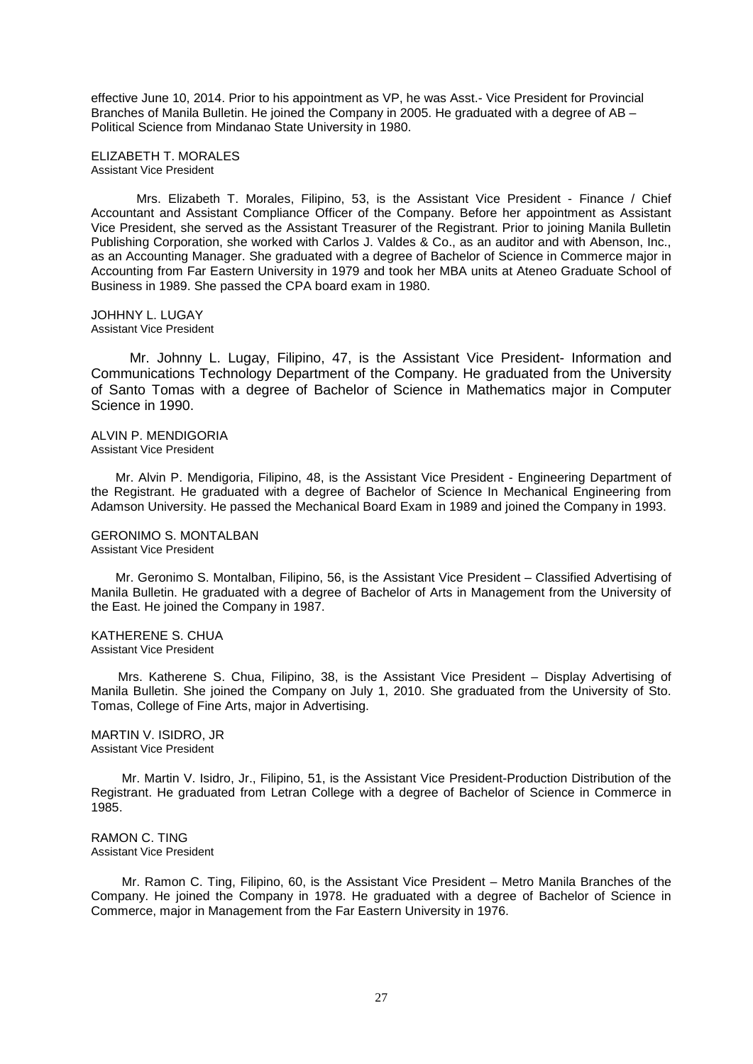effective June 10, 2014. Prior to his appointment as VP, he was Asst.- Vice President for Provincial Branches of Manila Bulletin. He joined the Company in 2005. He graduated with a degree of AB – Political Science from Mindanao State University in 1980.

ELIZABETH T. MORALES
Assistant Vice President

Mrs. Elizabeth T. Morales, Filipino, 53, is the Assistant Vice President - Finance / Chief Accountant and Assistant Compliance Officer of the Company. Before her appointment as Assistant Vice President, she served as the Assistant Treasurer of the Registrant. Prior to joining Manila Bulletin Publishing Corporation, she worked with Carlos J. Valdes & Co., as an auditor and with Abenson, Inc., as an Accounting Manager. She graduated with a degree of Bachelor of Science in Commerce major in Accounting from Far Eastern University in 1979 and took her MBA units at Ateneo Graduate School of Business in 1989. She passed the CPA board exam in 1980.

JOHHNY L. LUGAY
Assistant Vice President

Mr. Johnny L. Lugay, Filipino, 47, is the Assistant Vice President- Information and Communications Technology Department of the Company. He graduated from the University of Santo Tomas with a degree of Bachelor of Science in Mathematics major in Computer Science in 1990.

ALVIN P. MENDIGORIA
Assistant Vice President

Mr. Alvin P. Mendigoria, Filipino, 48, is the Assistant Vice President - Engineering Department of the Registrant. He graduated with a degree of Bachelor of Science In Mechanical Engineering from Adamson University. He passed the Mechanical Board Exam in 1989 and joined the Company in 1993.

GERONIMO S. MONTALBAN
Assistant Vice President

Mr. Geronimo S. Montalban, Filipino, 56, is the Assistant Vice President – Classified Advertising of Manila Bulletin. He graduated with a degree of Bachelor of Arts in Management from the University of the East. He joined the Company in 1987.

KATHERENE S. CHUA
Assistant Vice President

Mrs. Katherene S. Chua, Filipino, 38, is the Assistant Vice President – Display Advertising of Manila Bulletin. She joined the Company on July 1, 2010. She graduated from the University of Sto. Tomas, College of Fine Arts, major in Advertising.

MARTIN V. ISIDRO, JR
Assistant Vice President

Mr. Martin V. Isidro, Jr., Filipino, 51, is the Assistant Vice President-Production Distribution of the Registrant. He graduated from Letran College with a degree of Bachelor of Science in Commerce in 1985.

RAMON C. TING
Assistant Vice President

Mr. Ramon C. Ting, Filipino, 60, is the Assistant Vice President – Metro Manila Branches of the Company. He joined the Company in 1978. He graduated with a degree of Bachelor of Science in Commerce, major in Management from the Far Eastern University in 1976.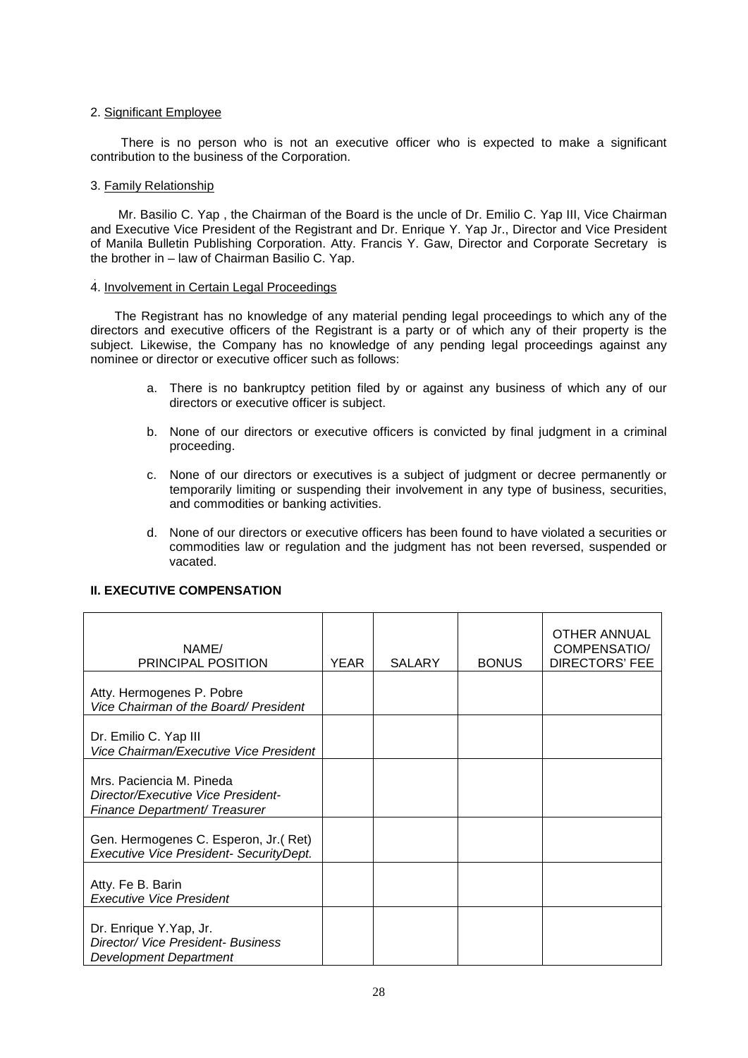2. Significant Employee

There is no person who is not an executive officer who is expected to make a significant contribution to the business of the Corporation.

3. Family Relationship

Mr. Basilio C. Yap , the Chairman of the Board is the uncle of Dr. Emilio C. Yap III, Vice Chairman and Executive Vice President of the Registrant and Dr. Enrique Y. Yap Jr., Director and Vice President of Manila Bulletin Publishing Corporation. Atty. Francis Y. Gaw, Director and Corporate Secretary is the brother in – law of Chairman Basilio C. Yap.

4. Involvement in Certain Legal Proceedings

The Registrant has no knowledge of any material pending legal proceedings to which any of the directors and executive officers of the Registrant is a party or of which any of their property is the subject. Likewise, the Company has no knowledge of any pending legal proceedings against any nominee or director or executive officer such as follows:

a. There is no bankruptcy petition filed by or against any business of which any of our directors or executive officer is subject.

b. None of our directors or executive officers is convicted by final judgment in a criminal proceeding.

c. None of our directors or executives is a subject of judgment or decree permanently or temporarily limiting or suspending their involvement in any type of business, securities, and commodities or banking activities.

d. None of our directors or executive officers has been found to have violated a securities or commodities law or regulation and the judgment has not been reversed, suspended or vacated.

**II. EXECUTIVE COMPENSATION**

| NAME/ PRINCIPAL POSITION | YEAR | SALARY | BONUS | OTHER ANNUAL COMPENSATIO/ DIRECTORS' FEE |
|---|---|---|---|---|
| Atty. Hermogenes P. Pobre *Vice Chairman of the Board/ President* | | | | |
| Dr. Emilio C. Yap III *Vice Chairman/Executive Vice President* | | | | |
| Mrs. Paciencia M. Pineda *Director/Executive Vice President- Finance Department/ Treasurer* | | | | |
| Gen. Hermogenes C. Esperon, Jr.( Ret) *Executive Vice President- SecurityDept.* | | | | |
| Atty. Fe B. Barin *Executive Vice President* | | | | |
| Dr. Enrique Y.Yap, Jr. *Director/ Vice President- Business Development Department* | | | | |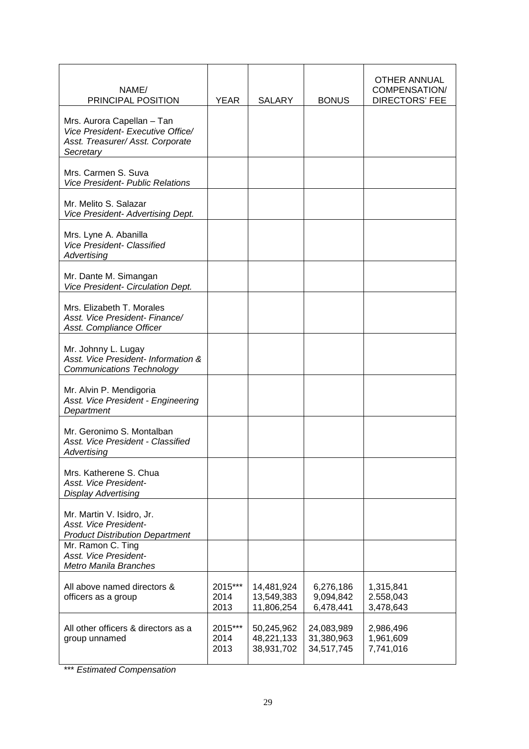| NAME/<br>PRINCIPAL POSITION | YEAR | SALARY | BONUS | OTHER ANNUAL COMPENSATION/ DIRECTORS' FEE |
|---|---|---|---|---|
| Mrs. Aurora Capellan – Tan<br>*Vice President- Executive Office/ Asst. Treasurer/ Asst. Corporate Secretary* | | | | |
| Mrs. Carmen S. Suva<br>*Vice President- Public Relations* | | | | |
| Mr. Melito S. Salazar<br>*Vice President- Advertising Dept.* | | | | |
| Mrs. Lyne A. Abanilla<br>*Vice President- Classified Advertising* | | | | |
| Mr. Dante M. Simangan<br>*Vice President- Circulation Dept.* | | | | |
| Mrs. Elizabeth T. Morales<br>*Asst. Vice President- Finance/ Asst. Compliance Officer* | | | | |
| Mr. Johnny L. Lugay<br>*Asst. Vice President- Information & Communications Technology* | | | | |
| Mr. Alvin P. Mendigoria<br>*Asst. Vice President - Engineering Department* | | | | |
| Mr. Geronimo S. Montalban<br>*Asst. Vice President - Classified Advertising* | | | | |
| Mrs. Katherene S. Chua<br>*Asst. Vice President- Display Advertising* | | | | |
| Mr. Martin V. Isidro, Jr.<br>*Asst. Vice President- Product Distribution Department* | | | | |
| Mr. Ramon C. Ting<br>*Asst. Vice President- Metro Manila Branches* | | | | |
| All above named directors & officers as a group | 2015***<br>2014<br>2013 | 14,481,924<br>13,549,383<br>11,806,254 | 6,276,186<br>9,094,842<br>6,478,441 | 1,315,841<br>2.558,043<br>3,478,643 |
| All other officers & directors as a group unnamed | 2015***<br>2014<br>2013 | 50,245,962<br>48,221,133<br>38,931,702 | 24,083,989<br>31,380,963<br>34,517,745 | 2,986,496<br>1,961,609<br>7,741,016 |

*\*\*\* Estimated Compensation*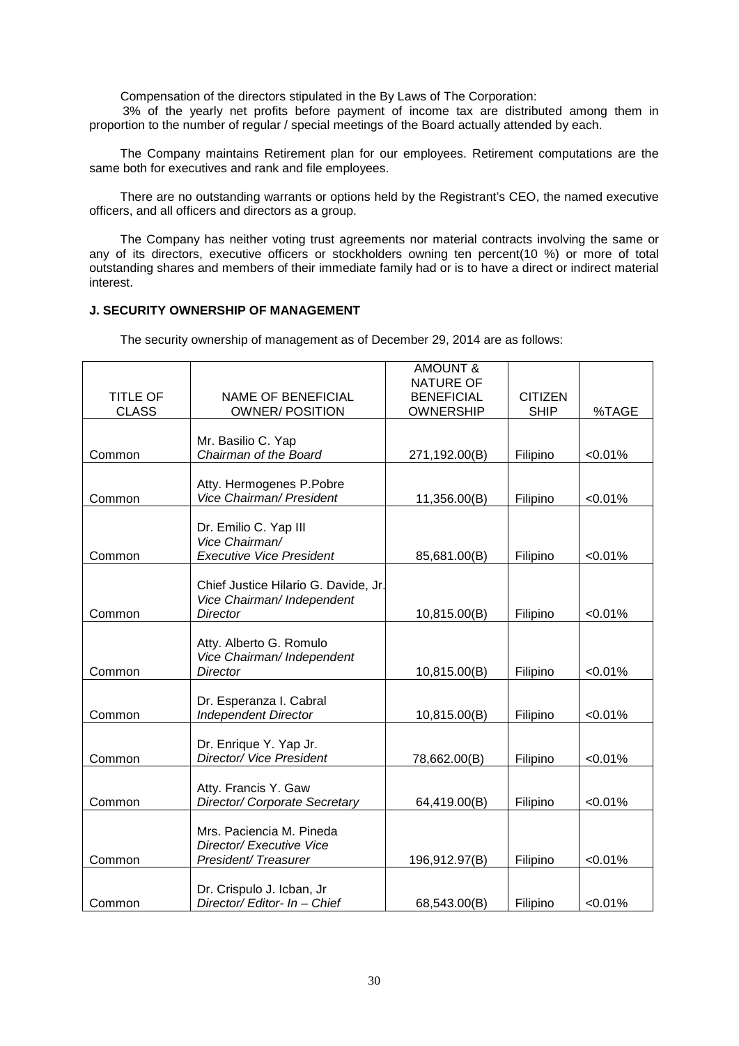Compensation of the directors stipulated in the By Laws of The Corporation:

3% of the yearly net profits before payment of income tax are distributed among them in proportion to the number of regular / special meetings of the Board actually attended by each.

The Company maintains Retirement plan for our employees. Retirement computations are the same both for executives and rank and file employees.

There are no outstanding warrants or options held by the Registrant's CEO, the named executive officers, and all officers and directors as a group.

The Company has neither voting trust agreements nor material contracts involving the same or any of its directors, executive officers or stockholders owning ten percent(10 %) or more of total outstanding shares and members of their immediate family had or is to have a direct or indirect material interest.

**J. SECURITY OWNERSHIP OF MANAGEMENT**

The security ownership of management as of December 29, 2014 are as follows:

| TITLE OF CLASS | NAME OF BENEFICIAL OWNER/ POSITION | AMOUNT & NATURE OF BENEFICIAL OWNERSHIP | CITIZEN SHIP | %TAGE |
|---|---|---|---|---|
| Common | Mr. Basilio C. Yap<br>*Chairman of the Board* | 271,192.00(B) | Filipino | <0.01% |
| Common | Atty. Hermogenes P.Pobre<br>*Vice Chairman/ President* | 11,356.00(B) | Filipino | <0.01% |
| Common | Dr. Emilio C. Yap III<br>*Vice Chairman/ Executive Vice President* | 85,681.00(B) | Filipino | <0.01% |
| Common | Chief Justice Hilario G. Davide, Jr.<br>*Vice Chairman/ Independent Director* | 10,815.00(B) | Filipino | <0.01% |
| Common | Atty. Alberto G. Romulo<br>*Vice Chairman/ Independent Director* | 10,815.00(B) | Filipino | <0.01% |
| Common | Dr. Esperanza I. Cabral<br>*Independent Director* | 10,815.00(B) | Filipino | <0.01% |
| Common | Dr. Enrique Y. Yap Jr.<br>*Director/ Vice President* | 78,662.00(B) | Filipino | <0.01% |
| Common | Atty. Francis Y. Gaw<br>*Director/ Corporate Secretary* | 64,419.00(B) | Filipino | <0.01% |
| Common | Mrs. Paciencia M. Pineda<br>*Director/ Executive Vice President/ Treasurer* | 196,912.97(B) | Filipino | <0.01% |
| Common | Dr. Crispulo J. Icban, Jr<br>*Director/ Editor- In – Chief* | 68,543.00(B) | Filipino | <0.01% |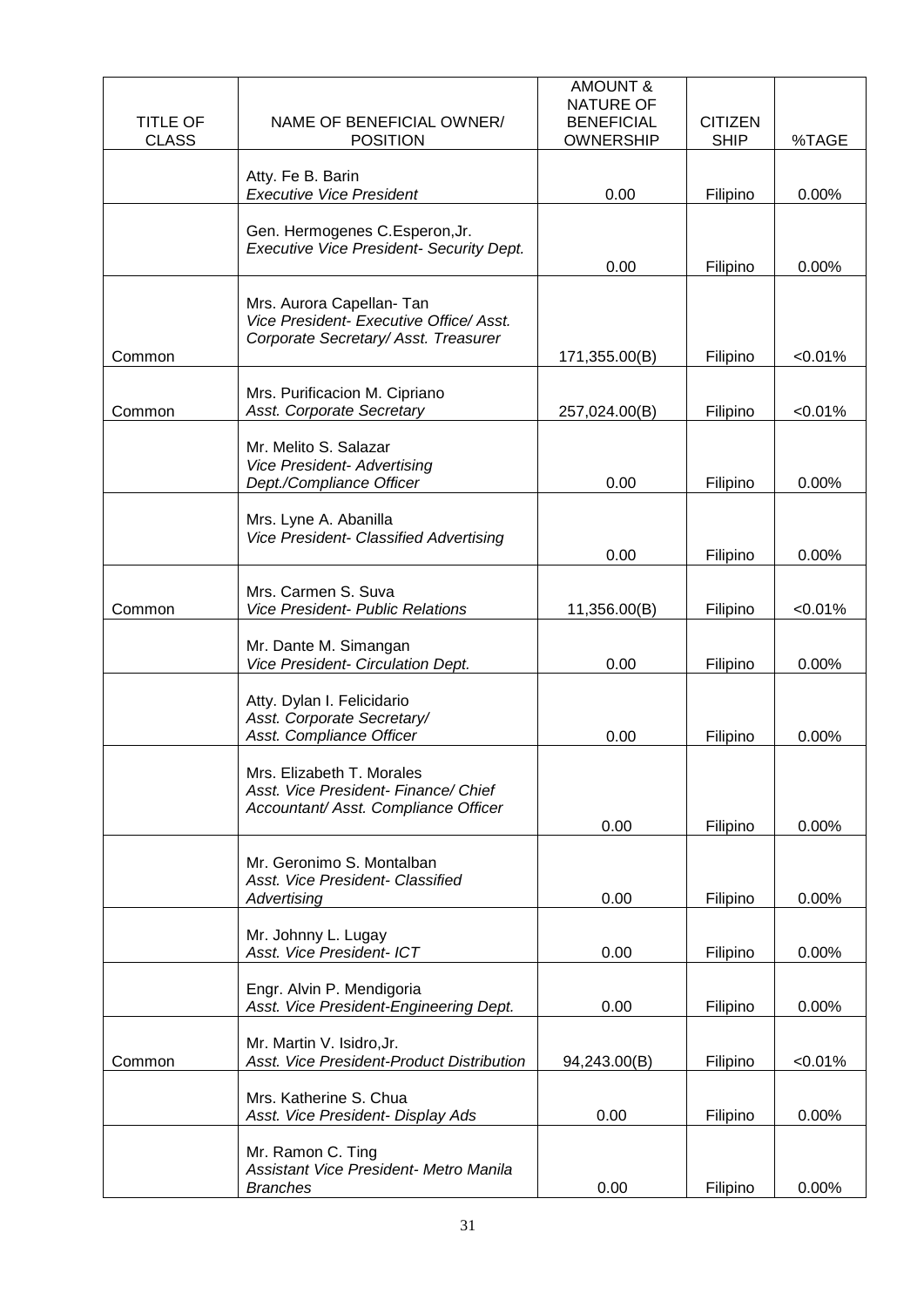| TITLE OF CLASS | NAME OF BENEFICIAL OWNER/ POSITION | AMOUNT & NATURE OF BENEFICIAL OWNERSHIP | CITIZEN SHIP | %TAGE |
|---|---|---|---|---|
| | Atty. Fe B. Barin<br>*Executive Vice President* | 0.00 | Filipino | 0.00% |
| | Gen. Hermogenes C.Esperon,Jr.<br>*Executive Vice President- Security Dept.* | 0.00 | Filipino | 0.00% |
| Common | Mrs. Aurora Capellan- Tan<br>*Vice President- Executive Office/ Asst. Corporate Secretary/ Asst. Treasurer* | 171,355.00(B) | Filipino | <0.01% |
| Common | Mrs. Purificacion M. Cipriano<br>*Asst. Corporate Secretary* | 257,024.00(B) | Filipino | <0.01% |
| | Mr. Melito S. Salazar<br>*Vice President- Advertising Dept./Compliance Officer* | 0.00 | Filipino | 0.00% |
| | Mrs. Lyne A. Abanilla<br>*Vice President- Classified Advertising* | 0.00 | Filipino | 0.00% |
| Common | Mrs. Carmen S. Suva<br>*Vice President- Public Relations* | 11,356.00(B) | Filipino | <0.01% |
| | Mr. Dante M. Simangan<br>*Vice President- Circulation Dept.* | 0.00 | Filipino | 0.00% |
| | Atty. Dylan I. Felicidario<br>*Asst. Corporate Secretary/ Asst. Compliance Officer* | 0.00 | Filipino | 0.00% |
| | Mrs. Elizabeth T. Morales<br>*Asst. Vice President- Finance/ Chief Accountant/ Asst. Compliance Officer* | 0.00 | Filipino | 0.00% |
| | Mr. Geronimo S. Montalban<br>*Asst. Vice President- Classified Advertising* | 0.00 | Filipino | 0.00% |
| | Mr. Johnny L. Lugay<br>*Asst. Vice President- ICT* | 0.00 | Filipino | 0.00% |
| | Engr. Alvin P. Mendigoria<br>*Asst. Vice President-Engineering Dept.* | 0.00 | Filipino | 0.00% |
| Common | Mr. Martin V. Isidro,Jr.<br>*Asst. Vice President-Product Distribution* | 94,243.00(B) | Filipino | <0.01% |
| | Mrs. Katherine S. Chua<br>*Asst. Vice President- Display Ads* | 0.00 | Filipino | 0.00% |
| | Mr. Ramon C. Ting<br>*Assistant Vice President- Metro Manila Branches* | 0.00 | Filipino | 0.00% |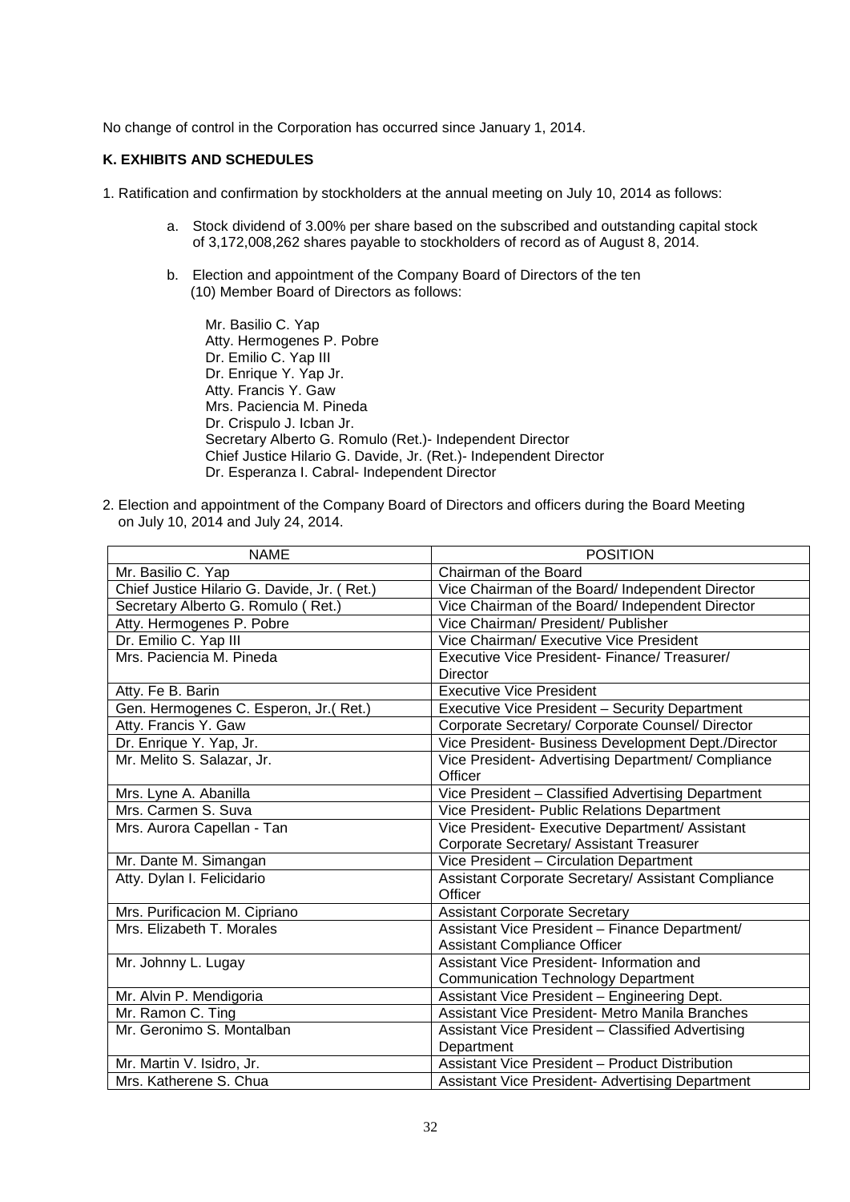No change of control in the Corporation has occurred since January 1, 2014.

**K. EXHIBITS AND SCHEDULES**

1. Ratification and confirmation by stockholders at the annual meeting on July 10, 2014 as follows:

   a. Stock dividend of 3.00% per share based on the subscribed and outstanding capital stock of 3,172,008,262 shares payable to stockholders of record as of August 8, 2014.

   b. Election and appointment of the Company Board of Directors of the ten (10) Member Board of Directors as follows:

      Mr. Basilio C. Yap
      Atty. Hermogenes P. Pobre
      Dr. Emilio C. Yap III
      Dr. Enrique Y. Yap Jr.
      Atty. Francis Y. Gaw
      Mrs. Paciencia M. Pineda
      Dr. Crispulo J. Icban Jr.
      Secretary Alberto G. Romulo (Ret.)- Independent Director
      Chief Justice Hilario G. Davide, Jr. (Ret.)- Independent Director
      Dr. Esperanza I. Cabral- Independent Director

2. Election and appointment of the Company Board of Directors and officers during the Board Meeting on July 10, 2014 and July 24, 2014.

| NAME | POSITION |
|---|---|
| Mr. Basilio C. Yap | Chairman of the Board |
| Chief Justice Hilario G. Davide, Jr. ( Ret.) | Vice Chairman of the Board/ Independent Director |
| Secretary Alberto G. Romulo ( Ret.) | Vice Chairman of the Board/ Independent Director |
| Atty. Hermogenes P. Pobre | Vice Chairman/ President/ Publisher |
| Dr. Emilio C. Yap III | Vice Chairman/ Executive Vice President |
| Mrs. Paciencia M. Pineda | Executive Vice President- Finance/ Treasurer/ Director |
| Atty. Fe B. Barin | Executive Vice President |
| Gen. Hermogenes C. Esperon, Jr.( Ret.) | Executive Vice President – Security Department |
| Atty. Francis Y. Gaw | Corporate Secretary/ Corporate Counsel/ Director |
| Dr. Enrique Y. Yap, Jr. | Vice President- Business Development Dept./Director |
| Mr. Melito S. Salazar, Jr. | Vice President- Advertising Department/ Compliance Officer |
| Mrs. Lyne A. Abanilla | Vice President – Classified Advertising Department |
| Mrs. Carmen S. Suva | Vice President- Public Relations Department |
| Mrs. Aurora Capellan - Tan | Vice President- Executive Department/ Assistant Corporate Secretary/ Assistant Treasurer |
| Mr. Dante M. Simangan | Vice President – Circulation Department |
| Atty. Dylan I. Felicidario | Assistant Corporate Secretary/ Assistant Compliance Officer |
| Mrs. Purificacion M. Cipriano | Assistant Corporate Secretary |
| Mrs. Elizabeth T. Morales | Assistant Vice President – Finance Department/ Assistant Compliance Officer |
| Mr. Johnny L. Lugay | Assistant Vice President- Information and Communication Technology Department |
| Mr. Alvin P. Mendigoria | Assistant Vice President – Engineering Dept. |
| Mr. Ramon C. Ting | Assistant Vice President- Metro Manila Branches |
| Mr. Geronimo S. Montalban | Assistant Vice President – Classified Advertising Department |
| Mr. Martin V. Isidro, Jr. | Assistant Vice President – Product Distribution |
| Mrs. Katherene S. Chua | Assistant Vice President- Advertising Department |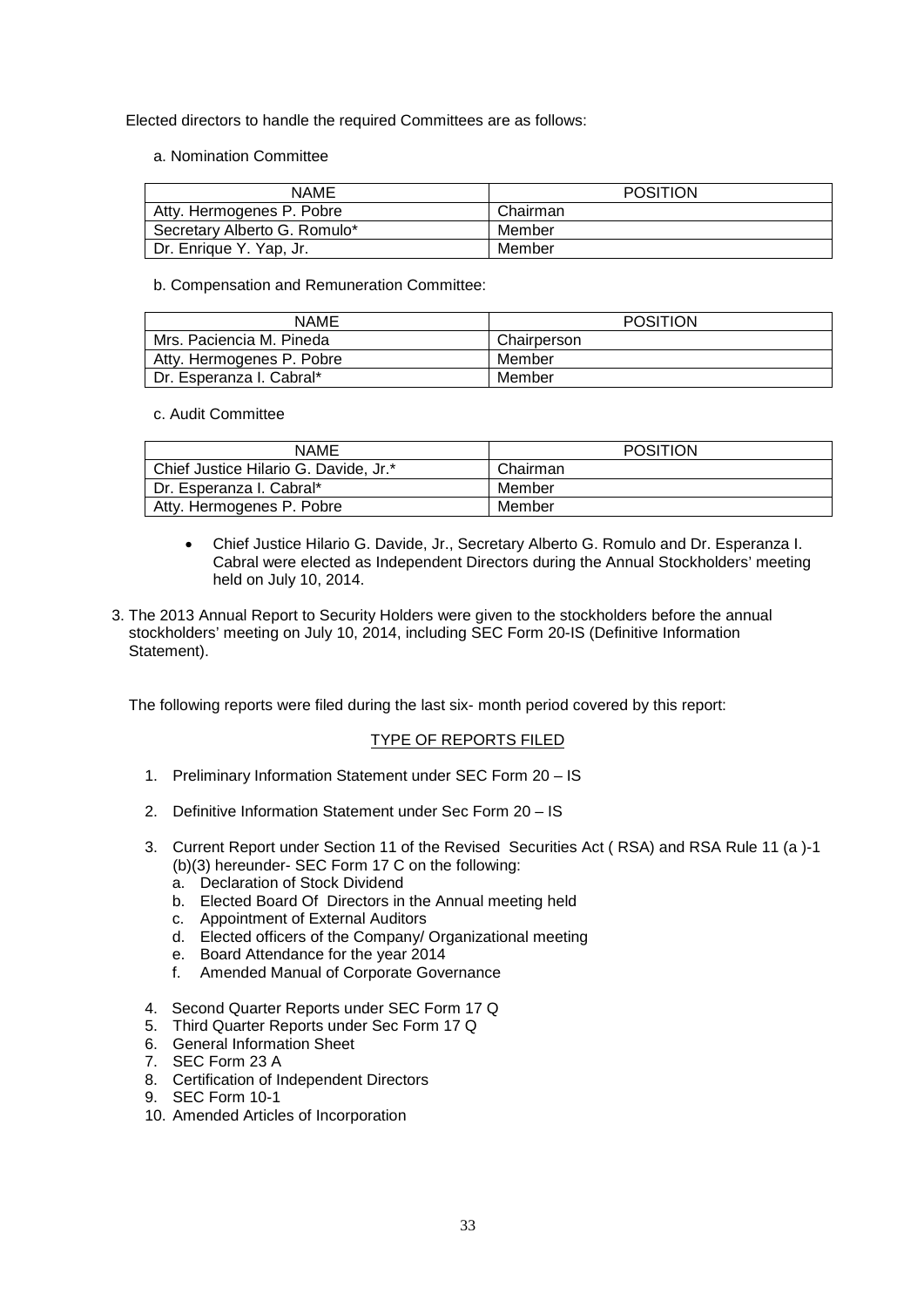Elected directors to handle the required Committees are as follows:

a. Nomination Committee

| NAME | POSITION |
|---|---|
| Atty. Hermogenes P. Pobre | Chairman |
| Secretary Alberto G. Romulo* | Member |
| Dr. Enrique Y. Yap, Jr. | Member |

b. Compensation and Remuneration Committee:

| NAME | POSITION |
|---|---|
| Mrs. Paciencia M. Pineda | Chairperson |
| Atty. Hermogenes P. Pobre | Member |
| Dr. Esperanza I. Cabral* | Member |

c. Audit Committee

| NAME | POSITION |
|---|---|
| Chief Justice Hilario G. Davide, Jr.* | Chairman |
| Dr. Esperanza I. Cabral* | Member |
| Atty. Hermogenes P. Pobre | Member |

- Chief Justice Hilario G. Davide, Jr., Secretary Alberto G. Romulo and Dr. Esperanza I. Cabral were elected as Independent Directors during the Annual Stockholders' meeting held on July 10, 2014.

3. The 2013 Annual Report to Security Holders were given to the stockholders before the annual stockholders' meeting on July 10, 2014, including SEC Form 20-IS (Definitive Information Statement).

The following reports were filed during the last six- month period covered by this report:

TYPE OF REPORTS FILED

1. Preliminary Information Statement under SEC Form 20 – IS
2. Definitive Information Statement under Sec Form 20 – IS
3. Current Report under Section 11 of the Revised Securities Act ( RSA) and RSA Rule 11 (a )-1 (b)(3) hereunder- SEC Form 17 C on the following:
   a. Declaration of Stock Dividend
   b. Elected Board Of Directors in the Annual meeting held
   c. Appointment of External Auditors
   d. Elected officers of the Company/ Organizational meeting
   e. Board Attendance for the year 2014
   f. Amended Manual of Corporate Governance
4. Second Quarter Reports under SEC Form 17 Q
5. Third Quarter Reports under Sec Form 17 Q
6. General Information Sheet
7. SEC Form 23 A
8. Certification of Independent Directors
9. SEC Form 10-1
10. Amended Articles of Incorporation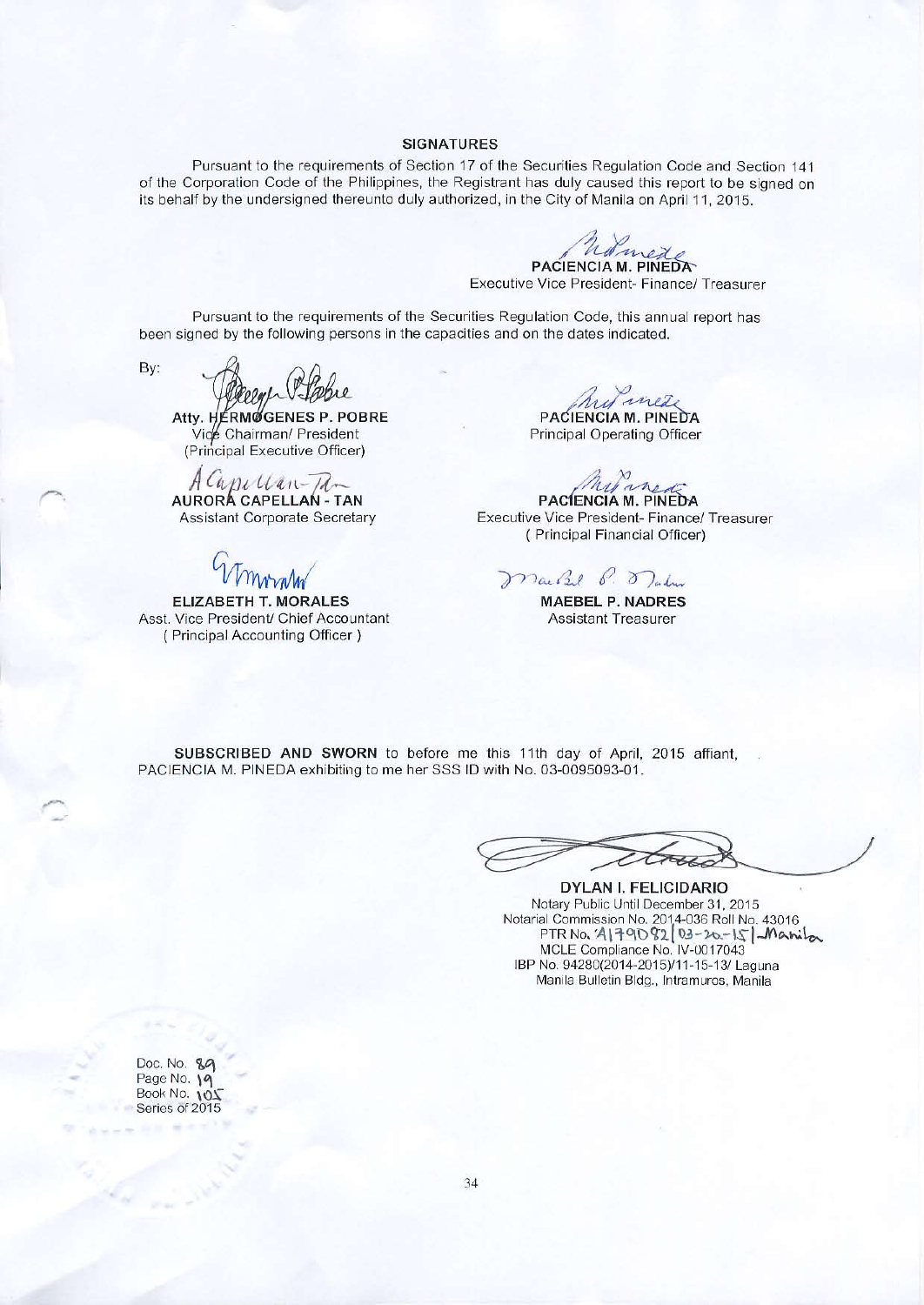# SIGNATURES

Pursuant to the requirements of Section 17 of the Securities Regulation Code and Section 141 of the Corporation Code of the Philippines, the Registrant has duly caused this report to be signed on its behalf by the undersigned thereunto duly authorized, in the City of Manila on April 11, 2015.

**PACIENCIA M. PINEDA**
Executive Vice President- Finance/ Treasurer

Pursuant to the requirements of the Securities Regulation Code, this annual report has been signed by the following persons in the capacities and on the dates indicated.

By:

**Atty. HERMOGENES P. POBRE**
Vice Chairman/ President
(Principal Executive Officer)

**PACIENCIA M. PINEDA**
Principal Operating Officer

**AURORA CAPELLAN - TAN**
Assistant Corporate Secretary

**PACIENCIA M. PINEDA**
Executive Vice President- Finance/ Treasurer
( Principal Financial Officer)

**ELIZABETH T. MORALES**
Asst. Vice President/ Chief Accountant
( Principal Accounting Officer )

**MAEBEL P. NADRES**
Assistant Treasurer

**SUBSCRIBED AND SWORN** to before me this 11th day of April, 2015 affiant, PACIENCIA M. PINEDA exhibiting to me her SSS ID with No. 03-0095093-01.

**DYLAN I. FELICIDARIO**
Notary Public Until December 31, 2015
Notarial Commission No. 2014-036 Roll No. 43016
PTR No. A1790812 | 03-20-15 | Manila
MCLE Compliance No. IV-0017043
IBP No. 94280(2014-2015)/11-15-13/ Laguna
Manila Bulletin Bldg., Intramuros, Manila

Doc. No. 89
Page No. 19
Book No. 105
Series of 2015